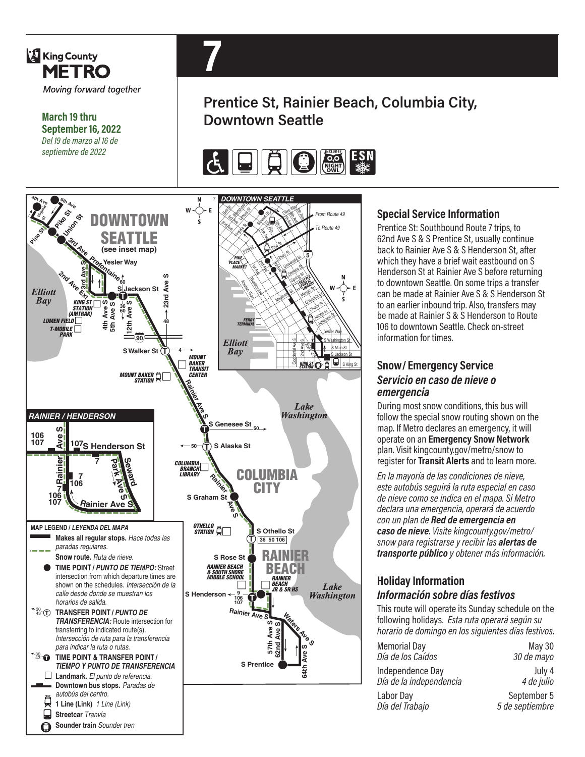King County METRO

*Moving forward together*

**March 19 thru September 16, 2022**
*Del 19 de marzo al 16 de septiembre de 2022*

# 7

## Prentice St, Rainier Beach, Columbia City, Downtown Seattle

**MAP LEGEND / *LEYENDA DEL MAPA***

- **Makes all regular stops.** *Hace todas las paradas regulares.*
- **Snow route.** *Ruta de nieve.*
- **TIME POINT / *PUNTO DE TIEMPO:*** Street intersection from which departure times are shown on the schedules. *Intersección de la calle desde donde se muestran los horarios de salida.*
- **TRANSFER POINT / *PUNTO DE TRANSFERENCIA:*** Route intersection for transferring to indicated route(s). *Intersección de ruta para la transferencia para indicar la ruta o rutas.*
- **TIME POINT & TRANSFER POINT / *TIEMPO Y PUNTO DE TRANSFERENCIA***
- **Landmark.** *El punto de referencia.*
- **Downtown bus stops.** *Paradas de autobús del centro.*
- **1 Line (Link)** *1 Line (Link)*
- **Streetcar** *Tranvía*
- **Sounder train** *Sounder tren*

### Special Service Information

Prentice St: Southbound Route 7 trips, to 62nd Ave S & S Prentice St, usually continue back to Rainier Ave S & S Henderson St, after which they have a brief wait eastbound on S Henderson St at Rainier Ave S before returning to downtown Seattle. On some trips a transfer can be made at Rainier Ave S & S Henderson St to an earlier inbound trip. Also, transfers may be made at Rainier S & S Henderson to Route 106 to downtown Seattle. Check on-street information for times.

### Snow/ Emergency Service
### *Servicio en caso de nieve o emergencia*

During most snow conditions, this bus will follow the special snow routing shown on the map. If Metro declares an emergency, it will operate on an **Emergency Snow Network** plan. Visit kingcounty.gov/metro/snow to register for **Transit Alerts** and to learn more.

*En la mayoría de las condiciones de nieve, este autobús seguirá la ruta especial en caso de nieve como se indica en el mapa. Si Metro declara una emergencia, operará de acuerdo con un plan de **Red de emergencia en caso de nieve**. Visite kingcounty.gov/metro/snow para registrarse y recibir las **alertas de transporte público** y obtener más información.*

### Holiday Information
### *Información sobre días festivos*

This route will operate its Sunday schedule on the following holidays. *Esta ruta operará según su horario de domingo en los siguientes días festivos.*

| Holiday | Date |
|---|---|
| Memorial Day / *Día de los Caídos* | May 30 / *30 de mayo* |
| Independence Day / *Día de la independencia* | July 4 / *4 de julio* |
| Labor Day / *Día del Trabajo* | September 5 / *5 de septiembre* |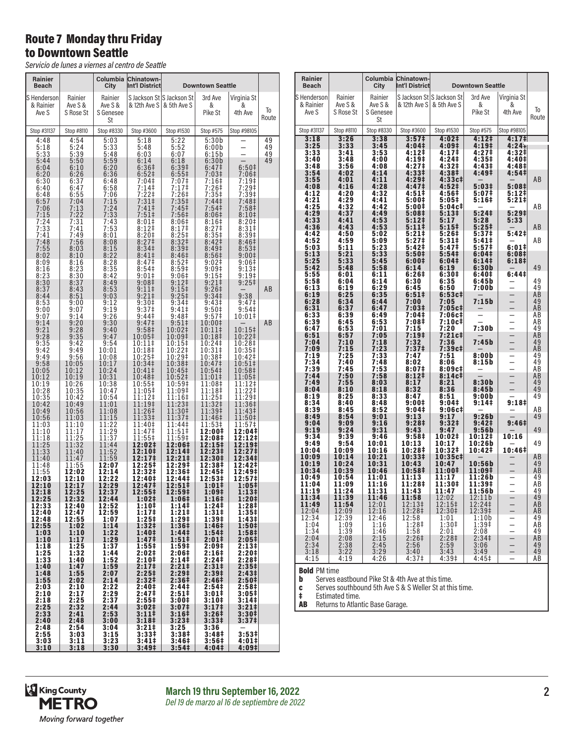# Route 7 Monday thru Friday to Downtown Seattle

*Servicio de lunes a viernes al centro de Seattle*

| Rainier Beach | | Columbia City | Chinatown-Int'l District | Downtown Seattle | | | |
|---|---|---|---|---|---|---|---|
| S Henderson & Rainier Ave S | Rainier Ave S & S Rose St | Rainier Ave S & S Genesee St | S Jackson St & 12th Ave S | S Jackson St & 5th Ave S | 3rd Ave & Pike St | Virginia St & 4th Ave | To Route |
| Stop #31137 | Stop #8110 | Stop #8330 | Stop #3600 | Stop #1530 | Stop #575 | Stop #98105 | |
| 4:48 | 4:54 | 5:03 | 5:18 | 5:22 | 5:30b | — | 49 |
| 5:18 | 5:24 | 5:33 | 5:48 | 5:52 | 6:00b | — | 49 |
| 5:33 | 5:39 | 5:48 | 6:03 | 6:07 | 6:15b | — | 49 |
| 5:44 | 5:50 | 5:59 | 6:14 | 6:18 | 6:30b | — | 49 |
| 6:04 | 6:10 | 6:20 | 6:36‡ | 6:39‡ | 6:47‡ | 6:50‡ | |
| 6:20 | 6:26 | 6:36 | 6:52‡ | 6:55‡ | 7:03‡ | 7:06‡ | |
| 6:30 | 6:37 | 6:48 | 7:04‡ | 7:07‡ | 7:16‡ | 7:19‡ | |
| 6:40 | 6:47 | 6:58 | 7:14‡ | 7:17‡ | 7:26‡ | 7:29‡ | |
| 6:48 | 6:55 | 7:06 | 7:22‡ | 7:26‡ | 7:35‡ | 7:39‡ | |
| 6:57 | 7:04 | 7:15 | 7:31‡ | 7:35‡ | 7:44‡ | 7:48‡ | |
| 7:06 | 7:13 | 7:24 | 7:41‡ | 7:45‡ | 7:54‡ | 7:58‡ | |
| 7:15 | 7:22 | 7:33 | 7:51‡ | 7:56‡ | 8:06‡ | 8:10‡ | |
| 7:24 | 7:31 | 7:43 | 8:01‡ | 8:06‡ | 8:16‡ | 8:20‡ | |
| 7:33 | 7:41 | 7:53 | 8:12‡ | 8:17‡ | 8:27‡ | 8:31‡ | |
| 7:41 | 7:49 | 8:01 | 8:20‡ | 8:25‡ | 8:35‡ | 8:39‡ | |
| 7:48 | 7:56 | 8:08 | 8:27‡ | 8:32‡ | 8:42‡ | 8:46‡ | |
| 7:55 | 8:03 | 8:15 | 8:34‡ | 8:39‡ | 8:49‡ | 8:53‡ | |
| 8:02 | 8:10 | 8:22 | 8:41‡ | 8:46‡ | 8:56‡ | 9:00‡ | |
| 8:09 | 8:16 | 8:28 | 8:47‡ | 8:52‡ | 9:02‡ | 9:06‡ | |
| 8:16 | 8:23 | 8:35 | 8:54‡ | 8:59‡ | 9:09‡ | 9:13‡ | |
| 8:23 | 8:30 | 8:42 | 9:01‡ | 9:06‡ | 9:15‡ | 9:19‡ | |
| 8:30 | 8:37 | 8:49 | 9:08‡ | 9:12‡ | 9:21‡ | 9:25‡ | |
| 8:37 | 8:43 | 8:53 | 9:11‡ | 9:15‡ | 9:26‡ | — | AB |
| 8:44 | 8:51 | 9:03 | 9:21‡ | 9:25‡ | 9:34‡ | 9:38 | |
| 8:53 | 9:00 | 9:12 | 9:30‡ | 9:34‡ | 9:43‡ | 9:47‡ | |
| 9:00 | 9:07 | 9:19 | 9:37‡ | 9:41‡ | 9:50‡ | 9:54‡ | |
| 9:07 | 9:14 | 9:26 | 9:44‡ | 9:48‡ | 9:57‡ | 10:01‡ | |
| 9:14 | 9:20 | 9:30 | 9:47‡ | 9:51‡ | 10:00‡ | — | AB |
| 9:21 | 9:28 | 9:40 | 9:58‡ | 10:02‡ | 10:11‡ | 10:15‡ | |
| 9:28 | 9:35 | 9:47 | 10:05‡ | 10:09‡ | 10:18‡ | 10:22‡ | |
| 9:35 | 9:42 | 9:54 | 10:11‡ | 10:15‡ | 10:24‡ | 10:28‡ | |
| 9:42 | 9:49 | 10:01 | 10:18‡ | 10:22‡ | 10:31‡ | 10:35‡ | |
| 9:49 | 9:56 | 10:08 | 10:25‡ | 10:29‡ | 10:38‡ | 10:42‡ | |
| 9:58 | 10:05 | 10:17 | 10:34‡ | 10:38‡ | 10:47‡ | 10:51‡ | |
| 10:05 | 10:12 | 10:24 | 10:41‡ | 10:45‡ | 10:54‡ | 10:58‡ | |
| 10:12 | 10:19 | 10:31 | 10:48‡ | 10:52‡ | 11:01‡ | 11:05‡ | |
| 10:19 | 10:26 | 10:38 | 10:55‡ | 10:59‡ | 11:08‡ | 11:12‡ | |
| 10:28 | 10:35 | 10:47 | 11:05‡ | 11:09‡ | 11:18‡ | 11:22‡ | |
| 10:35 | 10:42 | 10:54 | 11:12‡ | 11:16‡ | 11:25‡ | 11:29‡ | |
| 10:42 | 10:49 | 11:01 | 11:19‡ | 11:23‡ | 11:32‡ | 11:36‡ | |
| 10:49 | 10:56 | 11:08 | 11:26‡ | 11:30‡ | 11:39‡ | 11:43‡ | |
| 10:56 | 11:03 | 11:15 | 11:33‡ | 11:37‡ | 11:46‡ | 11:50‡ | |
| 11:03 | 11:10 | 11:22 | 11:40‡ | 11:44‡ | 11:53‡ | 11:57‡ | |
| 11:10 | 11:17 | 11:29 | 11:47‡ | 11:51‡ | **12:00‡** | **12:04‡** | |
| 11:18 | 11:25 | 11:37 | 11:55‡ | 11:59‡ | **12:08‡** | **12:12‡** | |
| 11:25 | 11:32 | 11:44 | **12:02‡** | **12:06‡** | **12:15‡** | **12:19‡** | |
| 11:33 | 11:40 | 11:52 | **12:10‡** | **12:14‡** | **12:23‡** | **12:27‡** | |
| 11:40 | 11:47 | 11:59 | **12:17‡** | **12:21‡** | **12:30‡** | **12:34‡** | |
| 11:48 | 11:55 | **12:07** | **12:25‡** | **12:29‡** | **12:38‡** | **12:42‡** | |
| 11:55 | **12:02** | **12:14** | **12:32‡** | **12:36‡** | **12:45‡** | **12:49‡** | |
| **12:03** | **12:10** | **12:22** | **12:40‡** | **12:44‡** | **12:53‡** | **12:57‡** | |
| **12:10** | **12:17** | **12:29** | **12:47‡** | **12:51‡** | **1:01‡** | **1:05‡** | |
| **12:18** | **12:25** | **12:37** | **12:55‡** | **12:59‡** | **1:09‡** | **1:13‡** | |
| **12:25** | **12:32** | **12:44** | **1:02‡** | **1:06‡** | **1:16‡** | **1:20‡** | |
| **12:33** | **12:40** | **12:52** | **1:10‡** | **1:14‡** | **1:24‡** | **1:28‡** | |
| **12:40** | **12:47** | **12:59** | **1:17‡** | **1:21‡** | **1:31‡** | **1:35‡** | |
| **12:48** | **12:55** | **1:07** | **1:25‡** | **1:29‡** | **1:39‡** | **1:43‡** | |
| **12:55** | **1:02** | **1:14** | **1:32‡** | **1:36‡** | **1:46‡** | **1:50‡** | |
| **1:03** | **1:10** | **1:22** | **1:40‡** | **1:44‡** | **1:54‡** | **1:58‡** | |
| **1:10** | **1:17** | **1:29** | **1:47‡** | **1:51‡** | **2:01‡** | **2:05‡** | |
| **1:18** | **1:25** | **1:37** | **1:55‡** | **1:59‡** | **2:09‡** | **2:13‡** | |
| **1:25** | **1:32** | **1:44** | **2:02‡** | **2:06‡** | **2:16‡** | **2:20‡** | |
| **1:33** | **1:40** | **1:52** | **2:10‡** | **2:14‡** | **2:24‡** | **2:28‡** | |
| **1:40** | **1:47** | **1:59** | **2:17‡** | **2:21‡** | **2:31‡** | **2:35‡** | |
| **1:48** | **1:55** | **2:07** | **2:25‡** | **2:29‡** | **2:39‡** | **2:43‡** | |
| **1:55** | **2:02** | **2:14** | **2:32‡** | **2:36‡** | **2:46‡** | **2:50‡** | |
| **2:03** | **2:10** | **2:22** | **2:40‡** | **2:44‡** | **2:54‡** | **2:58‡** | |
| **2:10** | **2:17** | **2:29** | **2:47‡** | **2:51‡** | **3:01‡** | **3:05‡** | |
| **2:18** | **2:25** | **2:37** | **2:55‡** | **3:00‡** | **3:10‡** | **3:14‡** | |
| **2:25** | **2:32** | **2:44** | **3:02‡** | **3:07‡** | **3:17‡** | **3:21‡** | |
| **2:33** | **2:41** | **2:53** | **3:11‡** | **3:16‡** | **3:26‡** | **3:30‡** | |
| **2:40** | **2:48** | **3:00** | **3:18‡** | **3:23‡** | **3:33‡** | **3:37‡** | |
| **2:48** | **2:54** | **3:04** | **3:21‡** | **3:25** | **3:36** | — | |
| **2:55** | **3:03** | **3:15** | **3:33‡** | **3:38‡** | **3:48‡** | **3:53‡** | |
| **3:03** | **3:11** | **3:23** | **3:41‡** | **3:46‡** | **3:56‡** | **4:01‡** | |
| **3:10** | **3:18** | **3:30** | **3:49‡** | **3:54‡** | **4:04‡** | **4:09‡** | |
| **3:18** | **3:26** | **3:38** | **3:57‡** | **4:02‡** | **4:12‡** | **4:17‡** | |
| **3:25** | **3:33** | **3:45** | **4:04‡** | **4:09‡** | **4:19‡** | **4:24‡** | |
| **3:33** | **3:41** | **3:53** | **4:12‡** | **4:17‡** | **4:27‡** | **4:32‡** | |
| **3:40** | **3:48** | **4:00** | **4:19‡** | **4:24‡** | **4:35‡** | **4:40‡** | |
| **3:48** | **3:56** | **4:08** | **4:27‡** | **4:32‡** | **4:43‡** | **4:48‡** | |
| **3:54** | **4:02** | **4:14** | **4:33‡** | **4:38‡** | **4:49‡** | **4:54‡** | |
| **3:55** | **4:01** | **4:11** | **4:29‡** | **4:33c‡** | — | — | AB |
| **4:08** | **4:16** | **4:28** | **4:47‡** | **4:52‡** | **5:03‡** | **5:08‡** | |
| **4:12** | **4:20** | **4:32** | **4:51‡** | **4:56‡** | **5:07‡** | **5:12‡** | |
| **4:21** | **4:29** | **4:41** | **5:00‡** | **5:05‡** | **5:16‡** | **5:21‡** | |
| **4:25** | **4:32** | **4:42** | **5:00‡** | **5:04c‡** | — | — | AB |
| **4:29** | **4:37** | **4:49** | **5:08‡** | **5:13‡** | **5:24‡** | **5:29‡** | |
| **4:33** | **4:41** | **4:53** | **5:12‡** | **5:17** | **5:28** | **5:33** | |
| **4:36** | **4:43** | **4:53** | **5:11‡** | **5:15‡** | **5:25‡** | — | AB |
| **4:42** | **4:50** | **5:02** | **5:21‡** | **5:26‡** | **5:37‡** | **5:42‡** | |
| **4:52** | **4:59** | **5:09** | **5:27‡** | **5:31‡** | **5:41‡** | — | AB |
| **5:03** | **5:11** | **5:23** | **5:42‡** | **5:47‡** | **5:57‡** | **6:01‡** | |
| **5:13** | **5:21** | **5:33** | **5:50‡** | **5:54‡** | **6:04‡** | **6:08‡** | |
| **5:25** | **5:33** | **5:45** | **6:00‡** | **6:04‡** | **6:14‡** | **6:18‡** | |
| **5:42** | **5:48** | **5:58** | **6:14** | **6:19** | **6:30b** | — | 49 |
| **5:55** | **6:01** | **6:11** | **6:26‡** | **6:30‡** | **6:40‡** | **6:44‡** | |
| **5:58** | **6:04** | **6:14** | **6:30** | **6:35** | **6:45b** | — | 49 |
| **6:13** | **6:19** | **6:29** | **6:45** | **6:50** | **7:00b** | — | 49 |
| **6:19** | **6:25** | **6:35** | **6:51‡** | **6:53c‡** | — | — | AB |
| **6:28** | **6:34** | **6:44** | **7:00** | **7:05** | **7:15b** | — | 49 |
| **6:31** | **6:37** | **6:47** | **7:03‡** | **7:05c‡** | — | — | AB |
| **6:33** | **6:39** | **6:49** | **7:04‡** | **7:06c‡** | — | — | AB |
| **6:39** | **6:45** | **6:53** | **7:08‡** | **7:10c‡** | — | — | AB |
| **6:47** | **6:53** | **7:01** | **7:15** | **7:20** | **7:30b** | — | 49 |
| **6:51** | **6:57** | **7:05** | **7:19‡** | **7:21c‡** | — | — | AB |
| **7:04** | **7:10** | **7:18** | **7:32** | **7:36** | **7:45b** | — | 49 |
| **7:09** | **7:15** | **7:23** | **7:37‡** | **7:39c‡** | — | — | AB |
| **7:19** | **7:25** | **7:33** | **7:47** | **7:51** | **8:00b** | — | 49 |
| **7:34** | **7:40** | **7:48** | **8:02** | **8:06** | **8:15b** | — | 49 |
| **7:39** | **7:45** | **7:53** | **8:07‡** | **8:09c‡** | — | — | AB |
| **7:44** | **7:50** | **7:58** | **8:12‡** | **8:14c‡** | — | — | AB |
| **7:49** | **7:55** | **8:03** | **8:17** | **8:21** | **8:30b** | — | 49 |
| **8:04** | **8:10** | **8:18** | **8:32** | **8:36** | **8:45b** | — | 49 |
| **8:19** | **8:25** | **8:33** | **8:47** | **8:51** | **9:00b** | — | 49 |
| **8:34** | **8:40** | **8:48** | **9:00‡** | **9:04‡** | **9:14‡** | **9:18‡** | |
| **8:39** | **8:45** | **8:52** | **9:04‡** | **9:06c‡** | — | — | AB |
| **8:49** | **8:54** | **9:01** | **9:13** | **9:17** | **9:26b** | — | 49 |
| **9:04** | **9:09** | **9:16** | **9:28‡** | **9:32‡** | **9:42‡** | **9:46‡** | |
| **9:19** | **9:24** | **9:31** | **9:43** | **9:47** | **9:56b** | — | 49 |
| **9:34** | **9:39** | **9:46** | **9:58‡** | **10:02‡** | **10:12‡** | **10:16** | |
| **9:49** | **9:54** | **10:01** | **10:13** | **10:17** | **10:26b** | — | 49 |
| **10:04** | **10:09** | **10:16** | **10:28‡** | **10:32‡** | **10:42‡** | **10:46‡** | |
| **10:09** | **10:14** | **10:21** | **10:33‡** | **10:35c‡** | — | — | AB |
| **10:19** | **10:24** | **10:31** | **10:43** | **10:47** | **10:56b** | — | 49 |
| **10:34** | **10:39** | **10:46** | **10:58‡** | **11:00‡** | **11:09‡** | — | AB |
| **10:49** | **10:54** | **11:01** | **11:13** | **11:17** | **11:26b** | — | 49 |
| **11:04** | **11:09** | **11:16** | **11:28‡** | **11:30‡** | **11:39‡** | — | AB |
| **11:19** | **11:24** | **11:31** | **11:43** | **11:47** | **11:56b** | — | 49 |
| **11:34** | **11:39** | **11:46** | **11:58** | 12:02 | 12:11b | — | 49 |
| **11:49** | **11:54** | 12:01 | 12:13‡ | 12:15‡ | 12:24‡ | — | AB |
| 12:04 | 12:09 | 12:16 | 12:28‡ | 12:30‡ | 12:39‡ | — | AB |
| 12:34 | 12:39 | 12:46 | 12:58 | 1:01 | 1:10b | — | 49 |
| 1:04 | 1:09 | 1:16 | 1:28‡ | 1:30‡ | 1:39‡ | — | AB |
| 1:34 | 1:39 | 1:46 | 1:58 | 2:01 | 2:08 | — | 49 |
| 2:04 | 2:08 | 2:15 | 2:26‡ | 2:28‡ | 2:34‡ | — | AB |
| 2:34 | 2:38 | 2:45 | 2:56 | 2:59 | 3:06 | — | 49 |
| 3:18 | 3:22 | 3:29 | 3:40 | 3:43 | 3:49 | — | 49 |
| 4:15 | 4:19 | 4:26 | 4:37‡ | 4:39‡ | 4:45‡ | — | AB |

**Bold** PM time

**b** Serves eastbound Pike St & 4th Ave at this time.

**c** Serves southbound 5th Ave S & S Weller St at this time.

**‡** Estimated time.

**AB** Returns to Atlantic Base Garage.

**March 19 thru September 16, 2022**

*Del 19 de marzo al 16 de septiembre de 2022*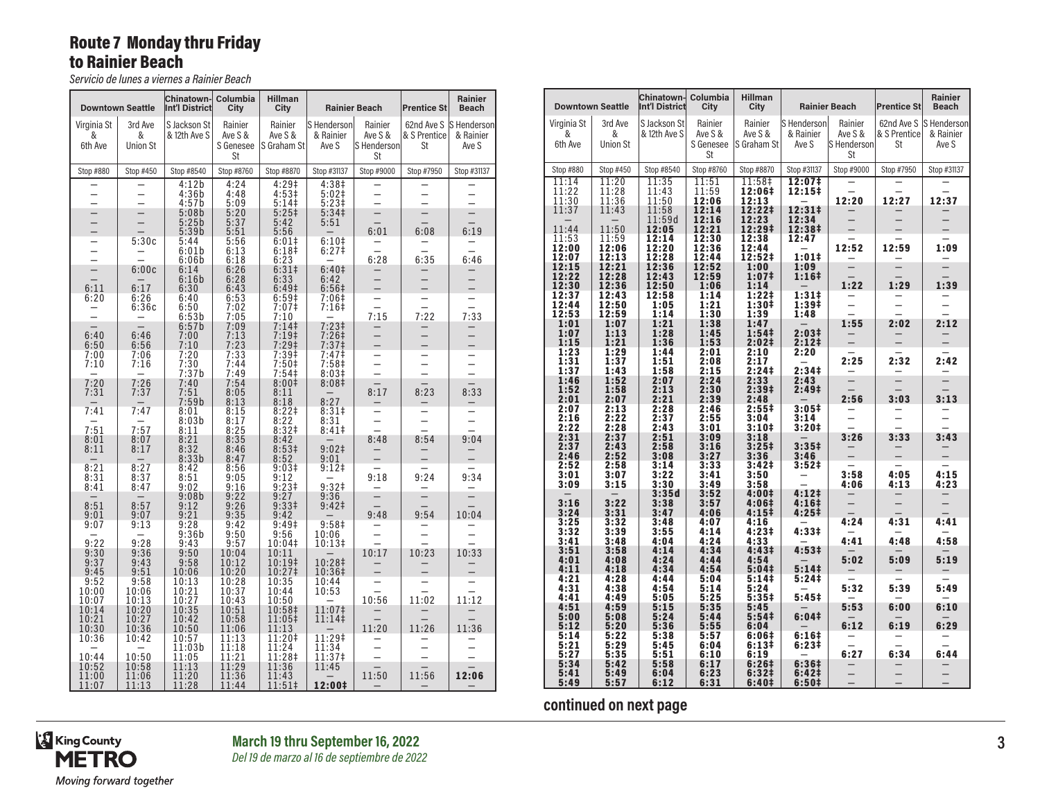# Route 7 Monday thru Friday to Rainier Beach

*Servicio de lunes a viernes a Rainier Beach*

| Downtown Seattle | | Chinatown-Int'l District | Columbia City | Hillman City | Rainier Beach | | Prentice St | Rainier Beach |
|---|---|---|---|---|---|---|---|---|
| Virginia St & 6th Ave | 3rd Ave & Union St | S Jackson St & 12th Ave S | Rainier Ave S & S Genesee St | Rainier Ave S & S Graham St | S Henderson & Rainier Ave S | Rainier Ave S & S Henderson St | 62nd Ave S & S Prentice St | S Henderson & Rainier Ave S |
| Stop #880 | Stop #450 | Stop #8540 | Stop #8760 | Stop #8870 | Stop #31137 | Stop #9000 | Stop #7950 | Stop #31137 |
| – | – | 4:12b | 4:24 | 4:29‡ | 4:38‡ | – | – | – |
| – | – | 4:36b | 4:48 | 4:53‡ | 5:02‡ | – | – | – |
| – | – | 4:57b | 5:09 | 5:14‡ | 5:23‡ | – | – | – |
| – | – | 5:08b | 5:20 | 5:25‡ | 5:34‡ | – | – | – |
| – | – | 5:25b | 5:37 | 5:42 | 5:51 | – | – | – |
| – | – | 5:39b | 5:51 | 5:56 | – | 6:01 | 6:08 | 6:19 |
| – | 5:30c | 5:44 | 5:56 | 6:01‡ | 6:10‡ | – | – | – |
| – | – | 6:01b | 6:13 | 6:18‡ | 6:27‡ | – | – | – |
| – | – | 6:06b | 6:18 | 6:23 | – | 6:28 | 6:35 | 6:46 |
| – | 6:00c | 6:14 | 6:26 | 6:31‡ | 6:40‡ | – | – | – |
| – | – | 6:16b | 6:28 | 6:33 | 6:42 | – | – | – |
| 6:11 | 6:17 | 6:30 | 6:43 | 6:49‡ | 6:56‡ | – | – | – |
| 6:20 | 6:26 | 6:40 | 6:53 | 6:59‡ | 7:06‡ | – | – | – |
| – | 6:36c | 6:50 | 7:02 | 7:07‡ | 7:16‡ | – | – | – |
| – | – | 6:53b | 7:05 | 7:10 | – | 7:15 | 7:22 | 7:33 |
| – | – | 6:57b | 7:09 | 7:14‡ | 7:23‡ | – | – | – |
| 6:40 | 6:46 | 7:00 | 7:13 | 7:19‡ | 7:26‡ | – | – | – |
| 6:50 | 6:56 | 7:10 | 7:23 | 7:29‡ | 7:37‡ | – | – | – |
| 7:00 | 7:06 | 7:20 | 7:33 | 7:39‡ | 7:47‡ | – | – | – |
| 7:10 | 7:16 | 7:30 | 7:44 | 7:50‡ | 7:58‡ | – | – | – |
| – | – | 7:37b | 7:49 | 7:54‡ | 8:03‡ | – | – | – |
| 7:20 | 7:26 | 7:40 | 7:54 | 8:00‡ | 8:08‡ | – | – | – |
| 7:31 | 7:37 | 7:51 | 8:05 | 8:11 | – | 8:17 | 8:23 | 8:33 |
| – | – | 7:59b | 8:13 | 8:18 | 8:27 | – | – | – |
| 7:41 | 7:47 | 8:01 | 8:15 | 8:22‡ | 8:31‡ | – | – | – |
| – | – | 8:03b | 8:17 | 8:22 | 8:31 | – | – | – |
| 7:51 | 7:57 | 8:11 | 8:25 | 8:32‡ | 8:41‡ | – | – | – |
| 8:01 | 8:07 | 8:21 | 8:35 | 8:42 | – | 8:48 | 8:54 | 9:04 |
| 8:11 | 8:17 | 8:32 | 8:46 | 8:53‡ | 9:02‡ | – | – | – |
| – | – | 8:33b | 8:47 | 8:52 | 9:01 | – | – | – |
| 8:21 | 8:27 | 8:42 | 8:56 | 9:03‡ | 9:12‡ | – | – | – |
| 8:31 | 8:37 | 8:51 | 9:05 | 9:12 | – | 9:18 | 9:24 | 9:34 |
| 8:41 | 8:47 | 9:02 | 9:16 | 9:23‡ | 9:32‡ | – | – | – |
| – | – | 9:08b | 9:22 | 9:27 | 9:36 | – | – | – |
| 8:51 | 8:57 | 9:12 | 9:26 | 9:33‡ | 9:42‡ | – | – | – |
| 9:01 | 9:07 | 9:21 | 9:35 | 9:42 | – | 9:48 | 9:54 | 10:04 |
| 9:07 | 9:13 | 9:28 | 9:42 | 9:49‡ | 9:58‡ | – | – | – |
| – | – | 9:36b | 9:50 | 9:56 | 10:06 | – | – | – |
| 9:22 | 9:28 | 9:43 | 9:57 | 10:04‡ | 10:13‡ | – | – | – |
| 9:30 | 9:36 | 9:50 | 10:04 | 10:11 | – | 10:17 | 10:23 | 10:33 |
| 9:37 | 9:43 | 9:58 | 10:12 | 10:19‡ | 10:28‡ | – | – | – |
| 9:45 | 9:51 | 10:06 | 10:20 | 10:27‡ | 10:36‡ | – | – | – |
| 9:52 | 9:58 | 10:13 | 10:28 | 10:35 | 10:44 | – | – | – |
| 10:00 | 10:06 | 10:21 | 10:37 | 10:44 | 10:53 | – | – | – |
| 10:07 | 10:13 | 10:27 | 10:43 | 10:50 | – | 10:56 | 11:02 | 11:12 |
| 10:14 | 10:20 | 10:35 | 10:51 | 10:58‡ | 11:07‡ | – | – | – |
| 10:21 | 10:27 | 10:42 | 10:58 | 11:05‡ | 11:14‡ | – | – | – |
| 10:30 | 10:36 | 10:50 | 11:06 | 11:13 | – | 11:20 | 11:26 | 11:36 |
| 10:36 | 10:42 | 10:57 | 11:13 | 11:20‡ | 11:29‡ | – | – | – |
| – | – | 11:03b | 11:18 | 11:24 | 11:34 | – | – | – |
| 10:44 | 10:50 | 11:05 | 11:21 | 11:28‡ | 11:37‡ | – | – | – |
| 10:52 | 10:58 | 11:13 | 11:29 | 11:36 | 11:45 | – | – | – |
| 11:00 | 11:06 | 11:20 | 11:36 | 11:43 | – | 11:50 | 11:56 | **12:06** |
| 11:07 | 11:13 | 11:28 | 11:44 | 11:51‡ | **12:00‡** | – | – | – |
| 11:14 | 11:20 | 11:35 | 11:51 | 11:58‡ | **12:07‡** | – | – | – |
| 11:22 | 11:28 | 11:43 | 11:59 | **12:06‡** | **12:15‡** | – | – | – |
| 11:30 | 11:36 | 11:50 | **12:06** | **12:13** | – | **12:20** | **12:27** | **12:37** |
| 11:37 | 11:43 | 11:58 | **12:14** | **12:22‡** | **12:31‡** | – | – | – |
| – | – | 11:59d | **12:16** | **12:23** | **12:34** | – | – | – |
| 11:44 | 11:50 | **12:05** | **12:21** | **12:29‡** | **12:38‡** | – | – | – |
| 11:53 | 11:59 | **12:14** | **12:30** | **12:38** | **12:47** | – | – | – |
| **12:00** | **12:06** | **12:20** | **12:36** | **12:44** | – | **12:52** | **12:59** | **1:09** |
| **12:07** | **12:13** | **12:28** | **12:44** | **12:52‡** | **1:01‡** | – | – | – |
| **12:15** | **12:21** | **12:36** | **12:52** | **1:00** | **1:09** | – | – | – |
| **12:22** | **12:28** | **12:43** | **12:59** | **1:07‡** | **1:16‡** | – | – | – |
| **12:30** | **12:36** | **12:50** | **1:06** | **1:14** | – | **1:22** | **1:29** | **1:39** |
| **12:37** | **12:43** | **12:58** | **1:14** | **1:22‡** | **1:31‡** | – | – | – |
| **12:44** | **12:50** | **1:05** | **1:21** | **1:30‡** | **1:39‡** | – | – | – |
| **12:53** | **12:59** | **1:14** | **1:30** | **1:39** | **1:48** | – | – | – |
| **1:01** | **1:07** | **1:21** | **1:38** | **1:47** | – | **1:55** | **2:02** | **2:12** |
| **1:07** | **1:13** | **1:28** | **1:45** | **1:54‡** | **2:03‡** | – | – | – |
| **1:15** | **1:21** | **1:36** | **1:53** | **2:02‡** | **2:12‡** | – | – | – |
| **1:23** | **1:29** | **1:44** | **2:01** | **2:10** | **2:20** | – | – | – |
| **1:31** | **1:37** | **1:51** | **2:08** | **2:17** | – | **2:25** | **2:32** | **2:42** |
| **1:37** | **1:43** | **1:58** | **2:15** | **2:24‡** | **2:34‡** | – | – | – |
| **1:46** | **1:52** | **2:07** | **2:24** | **2:33** | **2:43** | – | – | – |
| **1:52** | **1:58** | **2:13** | **2:30** | **2:39‡** | **2:49‡** | – | – | – |
| **2:01** | **2:07** | **2:21** | **2:39** | **2:48** | – | **2:56** | **3:03** | **3:13** |
| **2:07** | **2:13** | **2:28** | **2:46** | **2:55‡** | **3:05‡** | – | – | – |
| **2:16** | **2:22** | **2:37** | **2:55** | **3:04** | **3:14** | – | – | – |
| **2:22** | **2:28** | **2:43** | **3:01** | **3:10‡** | **3:20‡** | – | – | – |
| **2:31** | **2:37** | **2:51** | **3:09** | **3:18** | – | **3:26** | **3:33** | **3:43** |
| **2:37** | **2:43** | **2:58** | **3:16** | **3:25‡** | **3:35‡** | – | – | – |
| **2:46** | **2:52** | **3:08** | **3:27** | **3:36** | **3:46** | – | – | – |
| **2:52** | **2:58** | **3:14** | **3:33** | **3:42‡** | **3:52‡** | – | – | – |
| **3:01** | **3:07** | **3:22** | **3:41** | **3:50** | – | **3:58** | **4:05** | **4:15** |
| **3:09** | **3:15** | **3:30** | **3:49** | **3:58** | – | **4:06** | **4:13** | **4:23** |
| – | – | **3:35d** | **3:52** | **4:00‡** | **4:12‡** | – | – | – |
| **3:16** | **3:22** | **3:38** | **3:57** | **4:06‡** | **4:16‡** | – | – | – |
| **3:24** | **3:31** | **3:47** | **4:06** | **4:15‡** | **4:25‡** | – | – | – |
| **3:25** | **3:32** | **3:48** | **4:07** | **4:16** | – | **4:24** | **4:31** | **4:41** |
| **3:32** | **3:39** | **3:55** | **4:14** | **4:23‡** | **4:33‡** | – | – | – |
| **3:41** | **3:48** | **4:04** | **4:24** | **4:33** | – | **4:41** | **4:48** | **4:58** |
| **3:51** | **3:58** | **4:14** | **4:34** | **4:43‡** | **4:53‡** | – | – | – |
| **4:01** | **4:08** | **4:24** | **4:44** | **4:54** | – | **5:02** | **5:09** | **5:19** |
| **4:11** | **4:18** | **4:34** | **4:54** | **5:04‡** | **5:14‡** | – | – | – |
| **4:21** | **4:28** | **4:44** | **5:04** | **5:14‡** | **5:24‡** | – | – | – |
| **4:31** | **4:38** | **4:54** | **5:14** | **5:24** | – | **5:32** | **5:39** | **5:49** |
| **4:41** | **4:49** | **5:05** | **5:25** | **5:35‡** | **5:45‡** | – | – | – |
| **4:51** | **4:59** | **5:15** | **5:35** | **5:45** | – | **5:53** | **6:00** | **6:10** |
| **5:00** | **5:08** | **5:24** | **5:44** | **5:54‡** | **6:04‡** | – | – | – |
| **5:12** | **5:20** | **5:36** | **5:55** | **6:04** | – | **6:12** | **6:19** | **6:29** |
| **5:14** | **5:22** | **5:38** | **5:57** | **6:06‡** | **6:16‡** | – | – | – |
| **5:21** | **5:29** | **5:45** | **6:04** | **6:13‡** | **6:23‡** | – | – | – |
| **5:27** | **5:35** | **5:51** | **6:10** | **6:19** | – | **6:27** | **6:34** | **6:44** |
| **5:34** | **5:42** | **5:58** | **6:17** | **6:26‡** | **6:36‡** | – | – | – |
| **5:41** | **5:49** | **6:04** | **6:23** | **6:32‡** | **6:42‡** | – | – | – |
| **5:49** | **5:57** | **6:12** | **6:31** | **6:40‡** | **6:50‡** | – | – | – |

**continued on next page**

**March 19 thru September 16, 2022**
*Del 19 de marzo al 16 de septiembre de 2022*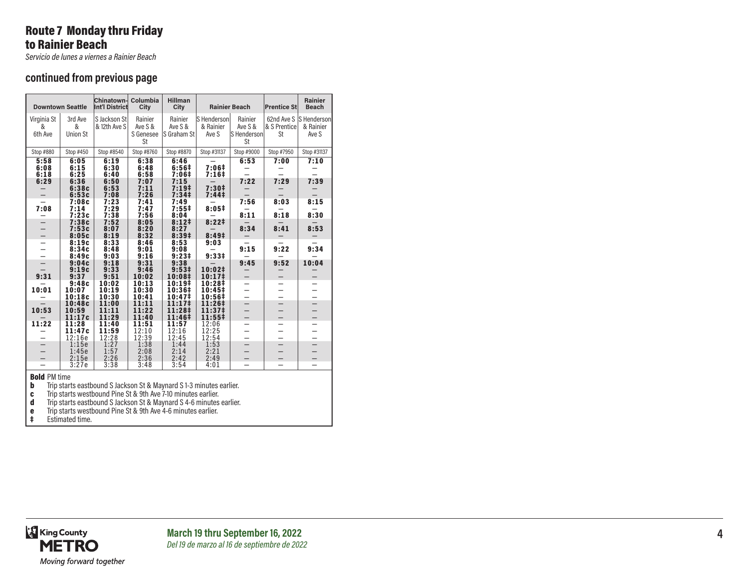# Route 7 Monday thru Friday to Rainier Beach

*Servicio de lunes a viernes a Rainier Beach*

## continued from previous page

| Downtown Seattle | | Chinatown-Int'l District | Columbia City | Hillman City | Rainier Beach | | Prentice St | Rainier Beach |
|---|---|---|---|---|---|---|---|---|
| Virginia St & 6th Ave | 3rd Ave & Union St | S Jackson St & 12th Ave S | Rainier Ave S & S Genesee St | Rainier Ave S & S Graham St | S Henderson & Rainier Ave S | Rainier Ave S & S Henderson St | 62nd Ave S & S Prentice St | S Henderson & Rainier Ave S |
| Stop #880 | Stop #450 | Stop #8540 | Stop #8760 | Stop #8870 | Stop #31137 | Stop #9000 | Stop #7950 | Stop #31137 |
| **5:58** | **6:05** | **6:19** | **6:38** | **6:46** | — | **6:53** | **7:00** | **7:10** |
| **6:08** | **6:15** | **6:30** | **6:48** | **6:56‡** | **7:06‡** | — | — | — |
| **6:18** | **6:25** | **6:40** | **6:58** | **7:06‡** | **7:16‡** | — | — | — |
| **6:29** | **6:36** | **6:50** | **7:07** | **7:15** | — | **7:22** | **7:29** | **7:39** |
| — | **6:38c** | **6:53** | **7:11** | **7:19‡** | **7:30‡** | — | — | — |
| — | **6:53c** | **7:08** | **7:26** | **7:34‡** | **7:44‡** | — | — | — |
| — | **7:08c** | **7:23** | **7:41** | **7:49** | — | **7:56** | **8:03** | **8:15** |
| **7:08** | **7:14** | **7:29** | **7:47** | **7:55‡** | **8:05‡** | — | — | — |
| — | **7:23c** | **7:38** | **7:56** | **8:04** | — | **8:11** | **8:18** | **8:30** |
| — | **7:38c** | **7:52** | **8:05** | **8:12‡** | **8:22‡** | — | — | — |
| — | **7:53c** | **8:07** | **8:20** | **8:27** | — | **8:34** | **8:41** | **8:53** |
| — | **8:05c** | **8:19** | **8:32** | **8:39‡** | **8:49‡** | — | — | — |
| — | **8:19c** | **8:33** | **8:46** | **8:53** | **9:03** | — | — | — |
| — | **8:34c** | **8:48** | **9:01** | **9:08** | — | **9:15** | **9:22** | **9:34** |
| — | **8:49c** | **9:03** | **9:16** | **9:23‡** | **9:33‡** | — | — | — |
| — | **9:04c** | **9:18** | **9:31** | **9:38** | — | **9:45** | **9:52** | **10:04** |
| — | **9:19c** | **9:33** | **9:46** | **9:53‡** | **10:02‡** | — | — | — |
| **9:31** | **9:37** | **9:51** | **10:02** | **10:08‡** | **10:17‡** | — | — | — |
| — | **9:48c** | **10:02** | **10:13** | **10:19‡** | **10:28‡** | — | — | — |
| **10:01** | **10:07** | **10:19** | **10:30** | **10:36‡** | **10:45‡** | — | — | — |
| — | **10:18c** | **10:30** | **10:41** | **10:47‡** | **10:56‡** | — | — | — |
| — | **10:48c** | **11:00** | **11:11** | **11:17‡** | **11:26‡** | — | — | — |
| **10:53** | **10:59** | **11:11** | **11:22** | **11:28‡** | **11:37‡** | — | — | — |
| — | **11:17c** | **11:29** | **11:40** | **11:46‡** | **11:55‡** | — | — | — |
| **11:22** | **11:28** | **11:40** | **11:51** | **11:57** | 12:06 | — | — | — |
| — | **11:47c** | **11:59** | 12:10 | 12:16 | 12:25 | — | — | — |
| — | 12:16e | 12:28 | 12:39 | 12:45 | 12:54 | — | — | — |
| — | 1:15e | 1:27 | 1:38 | 1:44 | 1:53 | — | — | — |
| — | 1:45e | 1:57 | 2:08 | 2:14 | 2:21 | — | — | — |
| — | 2:15e | 2:26 | 2:36 | 2:42 | 2:49 | — | — | — |
| — | 3:27e | 3:38 | 3:48 | 3:54 | 4:01 | — | — | — |

**Bold** PM time
**b** Trip starts eastbound S Jackson St & Maynard S 1-3 minutes earlier.
**c** Trip starts westbound Pine St & 9th Ave 7-10 minutes earlier.
**d** Trip starts eastbound S Jackson St & Maynard S 4-6 minutes earlier.
**e** Trip starts westbound Pine St & 9th Ave 4-6 minutes earlier.
**‡** Estimated time.

King County METRO
*Moving forward together*

**March 19 thru September 16, 2022**
*Del 19 de marzo al 16 de septiembre de 2022*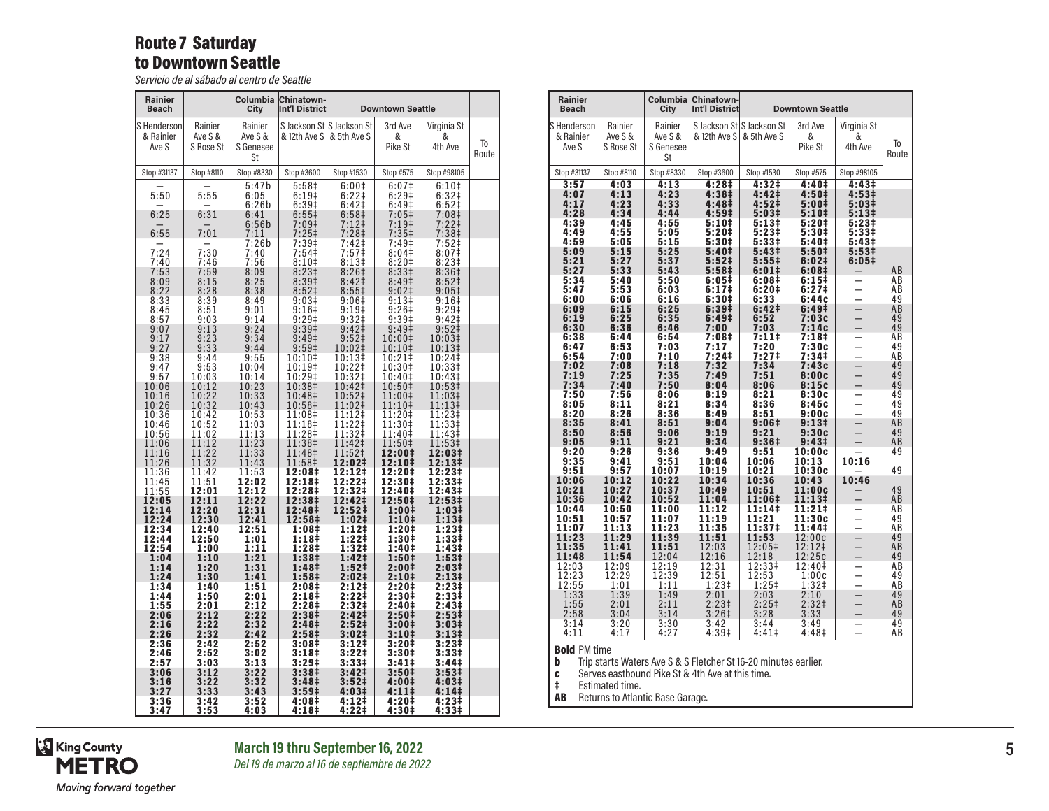## Route 7 Saturday to Downtown Seattle

*Servicio de al sábado al centro de Seattle*

| Rainier Beach | | Columbia City | Chinatown-Int'l District | Downtown Seattle | | | |
|---|---|---|---|---|---|---|---|
| S Henderson & Rainier Ave S | Rainier Ave S & S Rose St | Rainier Ave S & S Genesee St | S Jackson St & 12th Ave S | S Jackson St & 5th Ave S | 3rd Ave & Pike St | Virginia St & 4th Ave | To Route |
| Stop #31137 | Stop #8110 | Stop #8330 | Stop #3600 | Stop #1530 | Stop #575 | Stop #98105 | |
| — | — | 5:47b | 5:58‡ | 6:00‡ | 6:07‡ | 6:10‡ | |
| 5:50 | 5:55 | 6:05 | 6:19‡ | 6:22‡ | 6:29‡ | 6:32‡ | |
| — | — | 6:26b | 6:39‡ | 6:42‡ | 6:49‡ | 6:52‡ | |
| 6:25 | 6:31 | 6:41 | 6:55‡ | 6:58‡ | 7:05‡ | 7:08‡ | |
| — | — | 6:56b | 7:09‡ | 7:12‡ | 7:19‡ | 7:22‡ | |
| 6:55 | 7:01 | 7:11 | 7:25‡ | 7:28‡ | 7:35‡ | 7:38‡ | |
| — | — | 7:26b | 7:39‡ | 7:42‡ | 7:49‡ | 7:52‡ | |
| 7:24 | 7:30 | 7:40 | 7:54‡ | 7:57‡ | 8:04‡ | 8:07‡ | |
| 7:40 | 7:46 | 7:56 | 8:10‡ | 8:13‡ | 8:20‡ | 8:23‡ | |
| 7:53 | 7:59 | 8:09 | 8:23‡ | 8:26‡ | 8:33‡ | 8:36‡ | |
| 8:09 | 8:15 | 8:25 | 8:39‡ | 8:42‡ | 8:49‡ | 8:52‡ | |
| 8:22 | 8:28 | 8:38 | 8:52‡ | 8:55‡ | 9:02‡ | 9:05‡ | |
| 8:33 | 8:39 | 8:49 | 9:03‡ | 9:06‡ | 9:13‡ | 9:16‡ | |
| 8:45 | 8:51 | 9:01 | 9:16‡ | 9:19‡ | 9:26‡ | 9:29‡ | |
| 8:57 | 9:03 | 9:14 | 9:29‡ | 9:32‡ | 9:39‡ | 9:42‡ | |
| 9:07 | 9:13 | 9:24 | 9:39‡ | 9:42‡ | 9:49‡ | 9:52‡ | |
| 9:17 | 9:23 | 9:34 | 9:49‡ | 9:52‡ | 10:00‡ | 10:03‡ | |
| 9:27 | 9:33 | 9:44 | 9:59‡ | 10:02‡ | 10:10‡ | 10:13‡ | |
| 9:38 | 9:44 | 9:55 | 10:10‡ | 10:13‡ | 10:21‡ | 10:24‡ | |
| 9:47 | 9:53 | 10:04 | 10:19‡ | 10:22‡ | 10:30‡ | 10:33‡ | |
| 9:57 | 10:03 | 10:14 | 10:29‡ | 10:32‡ | 10:40‡ | 10:43‡ | |
| 10:06 | 10:12 | 10:23 | 10:38‡ | 10:42‡ | 10:50‡ | 10:53‡ | |
| 10:16 | 10:22 | 10:33 | 10:48‡ | 10:52‡ | 11:00‡ | 11:03‡ | |
| 10:26 | 10:32 | 10:43 | 10:58‡ | 11:02‡ | 11:10‡ | 11:13‡ | |
| 10:36 | 10:42 | 10:53 | 11:08‡ | 11:12‡ | 11:20‡ | 11:23‡ | |
| 10:46 | 10:52 | 11:03 | 11:18‡ | 11:22‡ | 11:30‡ | 11:33‡ | |
| 10:56 | 11:02 | 11:13 | 11:28‡ | 11:32‡ | 11:40‡ | 11:43‡ | |
| 11:06 | 11:12 | 11:23 | 11:38‡ | 11:42‡ | 11:50‡ | 11:53‡ | |
| 11:16 | 11:22 | 11:33 | 11:48‡ | 11:52‡ | **12:00‡** | **12:03‡** | |
| 11:26 | 11:32 | 11:43 | 11:58‡ | **12:02‡** | **12:10‡** | **12:13‡** | |
| 11:36 | 11:42 | 11:53 | **12:08‡** | **12:12‡** | **12:20‡** | **12:23‡** | |
| 11:45 | 11:51 | **12:02** | **12:18‡** | **12:22‡** | **12:30‡** | **12:33‡** | |
| 11:55 | **12:01** | **12:12** | **12:28‡** | **12:32‡** | **12:40‡** | **12:43‡** | |
| **12:05** | **12:11** | **12:22** | **12:38‡** | **12:42‡** | **12:50‡** | **12:53‡** | |
| **12:14** | **12:20** | **12:31** | **12:48‡** | **12:52‡** | **1:00‡** | **1:03‡** | |
| **12:24** | **12:30** | **12:41** | **12:58‡** | **1:02‡** | **1:10‡** | **1:13‡** | |
| **12:34** | **12:40** | **12:51** | **1:08‡** | **1:12‡** | **1:20‡** | **1:23‡** | |
| **12:44** | **12:50** | **1:01** | **1:18‡** | **1:22‡** | **1:30‡** | **1:33‡** | |
| **12:54** | **1:00** | **1:11** | **1:28‡** | **1:32‡** | **1:40‡** | **1:43‡** | |
| **1:04** | **1:10** | **1:21** | **1:38‡** | **1:42‡** | **1:50‡** | **1:53‡** | |
| **1:14** | **1:20** | **1:31** | **1:48‡** | **1:52‡** | **2:00‡** | **2:03‡** | |
| **1:24** | **1:30** | **1:41** | **1:58‡** | **2:02‡** | **2:10‡** | **2:13‡** | |
| **1:34** | **1:40** | **1:51** | **2:08‡** | **2:12‡** | **2:20‡** | **2:23‡** | |
| **1:44** | **1:50** | **2:01** | **2:18‡** | **2:22‡** | **2:30‡** | **2:33‡** | |
| **1:55** | **2:01** | **2:12** | **2:28‡** | **2:32‡** | **2:40‡** | **2:43‡** | |
| **2:06** | **2:12** | **2:22** | **2:38‡** | **2:42‡** | **2:50‡** | **2:53‡** | |
| **2:16** | **2:22** | **2:32** | **2:48‡** | **2:52‡** | **3:00‡** | **3:03‡** | |
| **2:26** | **2:32** | **2:42** | **2:58‡** | **3:02‡** | **3:10‡** | **3:13‡** | |
| **2:36** | **2:42** | **2:52** | **3:08‡** | **3:12‡** | **3:20‡** | **3:23‡** | |
| **2:46** | **2:52** | **3:02** | **3:18‡** | **3:22‡** | **3:30‡** | **3:33‡** | |
| **2:57** | **3:03** | **3:13** | **3:29‡** | **3:33‡** | **3:41‡** | **3:44‡** | |
| **3:06** | **3:12** | **3:22** | **3:38‡** | **3:42‡** | **3:50‡** | **3:53‡** | |
| **3:16** | **3:22** | **3:32** | **3:48‡** | **3:52‡** | **4:00‡** | **4:03‡** | |
| **3:27** | **3:33** | **3:43** | **3:59‡** | **4:03‡** | **4:11‡** | **4:14‡** | |
| **3:36** | **3:42** | **3:52** | **4:08‡** | **4:12‡** | **4:20‡** | **4:23‡** | |
| **3:47** | **3:53** | **4:03** | **4:18‡** | **4:22‡** | **4:30‡** | **4:33‡** | |
| **3:57** | **4:03** | **4:13** | **4:28‡** | **4:32‡** | **4:40‡** | **4:43‡** | |
| **4:07** | **4:13** | **4:23** | **4:38‡** | **4:42‡** | **4:50‡** | **4:53‡** | |
| **4:17** | **4:23** | **4:33** | **4:48‡** | **4:52‡** | **5:00‡** | **5:03‡** | |
| **4:28** | **4:34** | **4:44** | **4:59‡** | **5:03‡** | **5:10‡** | **5:13‡** | |
| **4:39** | **4:45** | **4:55** | **5:10‡** | **5:13‡** | **5:20‡** | **5:23‡** | |
| **4:49** | **4:55** | **5:05** | **5:20‡** | **5:23‡** | **5:30‡** | **5:33‡** | |
| **4:59** | **5:05** | **5:15** | **5:30‡** | **5:33‡** | **5:40‡** | **5:43‡** | |
| **5:09** | **5:15** | **5:25** | **5:40‡** | **5:43‡** | **5:50‡** | **5:53‡** | |
| **5:21** | **5:27** | **5:37** | **5:52‡** | **5:55‡** | **6:02‡** | **6:05‡** | |
| **5:27** | **5:33** | **5:43** | **5:58‡** | **6:01‡** | **6:08‡** | — | AB |
| **5:34** | **5:40** | **5:50** | **6:05‡** | **6:08‡** | **6:15‡** | — | AB |
| **5:47** | **5:53** | **6:03** | **6:17‡** | **6:20‡** | **6:27‡** | — | AB |
| **6:00** | **6:06** | **6:16** | **6:30‡** | **6:33** | **6:44c** | — | 49 |
| **6:09** | **6:15** | **6:25** | **6:39‡** | **6:42‡** | **6:49‡** | — | AB |
| **6:19** | **6:25** | **6:35** | **6:49‡** | **6:52** | **7:03c** | — | 49 |
| **6:30** | **6:36** | **6:46** | **7:00** | **7:03** | **7:14c** | — | 49 |
| **6:38** | **6:44** | **6:54** | **7:08‡** | **7:11‡** | **7:18‡** | — | AB |
| **6:47** | **6:53** | **7:03** | **7:17** | **7:20** | **7:30c** | — | 49 |
| **6:54** | **7:00** | **7:10** | **7:24‡** | **7:27‡** | **7:34‡** | — | AB |
| **7:02** | **7:08** | **7:18** | **7:32** | **7:34** | **7:43c** | — | 49 |
| **7:19** | **7:25** | **7:35** | **7:49** | **7:51** | **8:00c** | — | 49 |
| **7:34** | **7:40** | **7:50** | **8:04** | **8:06** | **8:15c** | — | 49 |
| **7:50** | **7:56** | **8:06** | **8:19** | **8:21** | **8:30c** | — | 49 |
| **8:05** | **8:11** | **8:21** | **8:34** | **8:36** | **8:45c** | — | 49 |
| **8:20** | **8:26** | **8:36** | **8:49** | **8:51** | **9:00c** | — | 49 |
| **8:35** | **8:41** | **8:51** | **9:04** | **9:06‡** | **9:13‡** | — | AB |
| **8:50** | **8:56** | **9:06** | **9:19** | **9:21** | **9:30c** | — | 49 |
| **9:05** | **9:11** | **9:21** | **9:34** | **9:36‡** | **9:43‡** | — | AB |
| **9:20** | **9:26** | **9:36** | **9:49** | **9:51** | **10:00c** | — | 49 |
| **9:35** | **9:41** | **9:51** | **10:04** | **10:06** | **10:13** | **10:16** | |
| **9:51** | **9:57** | **10:07** | **10:19** | **10:21** | **10:30c** | — | 49 |
| **10:06** | **10:12** | **10:22** | **10:34** | **10:36** | **10:43** | **10:46** | |
| **10:21** | **10:27** | **10:37** | **10:49** | **10:51** | **11:00c** | — | 49 |
| **10:36** | **10:42** | **10:52** | **11:04** | **11:06‡** | **11:13‡** | — | AB |
| **10:44** | **10:50** | **11:00** | **11:12** | **11:14‡** | **11:21‡** | — | AB |
| **10:51** | **10:57** | **11:07** | **11:19** | **11:21** | **11:30c** | — | 49 |
| **11:07** | **11:13** | **11:23** | **11:35** | **11:37‡** | **11:44‡** | — | AB |
| **11:23** | **11:29** | **11:39** | **11:51** | **11:53** | 12:00c | — | 49 |
| **11:35** | **11:41** | **11:51** | 12:03 | 12:05‡ | 12:12‡ | — | AB |
| **11:48** | **11:54** | 12:04 | 12:16 | 12:18 | 12:25c | — | 49 |
| 12:03 | 12:09 | 12:19 | 12:31 | 12:33‡ | 12:40‡ | — | AB |
| 12:23 | 12:29 | 12:39 | 12:51 | 12:53 | 1:00c | — | 49 |
| 12:55 | 1:01 | 1:11 | 1:23‡ | 1:25‡ | 1:32‡ | — | AB |
| 1:33 | 1:39 | 1:49 | 2:01 | 2:03 | 2:10 | — | 49 |
| 1:55 | 2:01 | 2:11 | 2:23‡ | 2:25‡ | 2:32‡ | — | AB |
| 2:58 | 3:04 | 3:14 | 3:26‡ | 3:28 | 3:33 | — | 49 |
| 3:14 | 3:20 | 3:30 | 3:42 | 3:44 | 3:49 | — | 49 |
| 4:11 | 4:17 | 4:27 | 4:39‡ | 4:41‡ | 4:48‡ | — | AB |

**Bold** PM time

**b** Trip starts Waters Ave S & S Fletcher St 16-20 minutes earlier.

**c** Serves eastbound Pike St & 4th Ave at this time.

**‡** Estimated time.

**AB** Returns to Atlantic Base Garage.

King County METRO *Moving forward together*

**March 19 thru September 16, 2022**

*Del 19 de marzo al 16 de septiembre de 2022*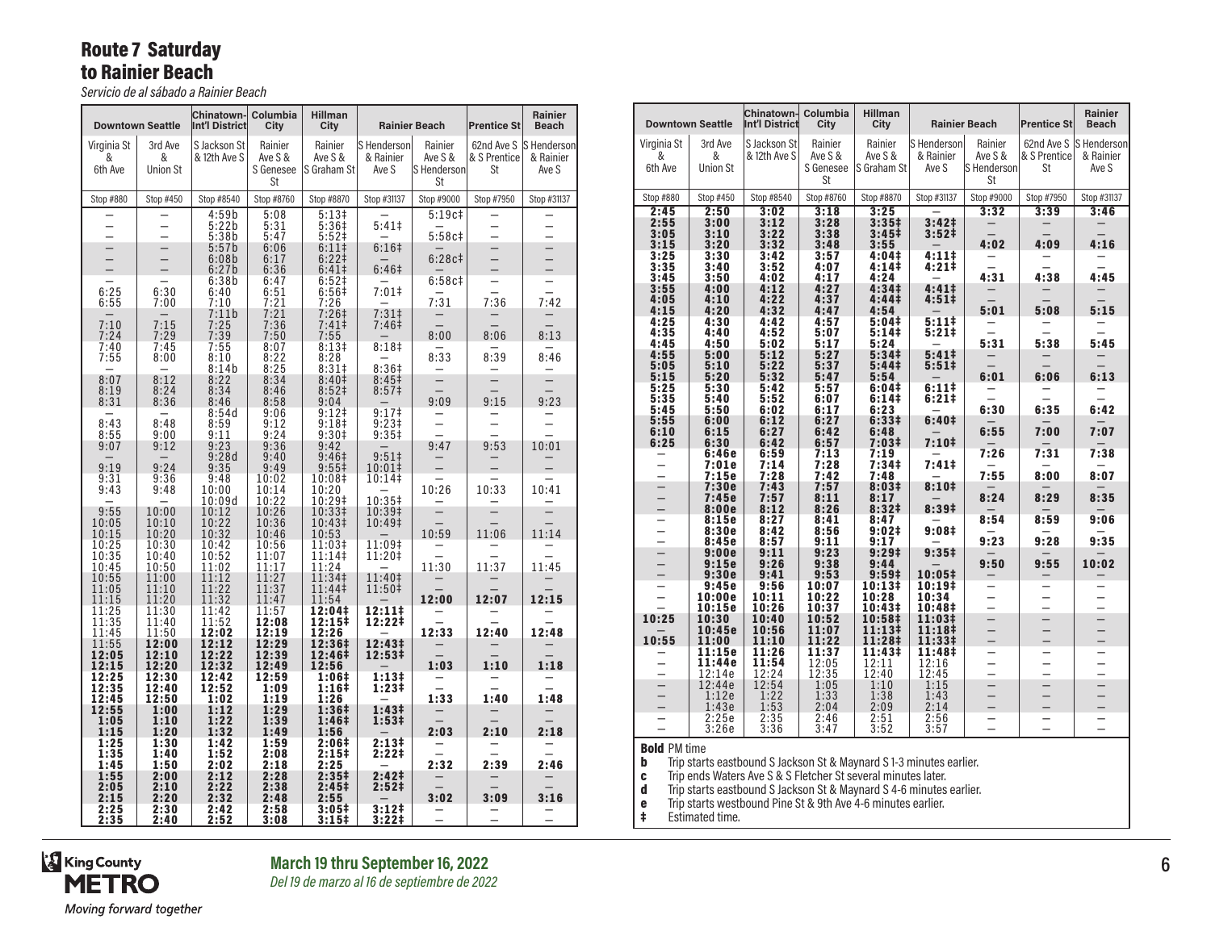## Route 7 Saturday to Rainier Beach

*Servicio de al sábado a Rainier Beach*

| Downtown Seattle | | Chinatown-Int'l District | Columbia City | Hillman City | Rainier Beach | | Prentice St | Rainier Beach |
|---|---|---|---|---|---|---|---|---|
| Virginia St & 6th Ave | 3rd Ave & Union St | S Jackson St & 12th Ave S | Rainier Ave S & S Genesee St | Rainier Ave S & S Graham St | S Henderson & Rainier Ave S | Rainier Ave S & S Henderson St | 62nd Ave S & S Prentice St | S Henderson & Rainier Ave S |
| Stop #880 | Stop #450 | Stop #8540 | Stop #8760 | Stop #8870 | Stop #31137 | Stop #9000 | Stop #7950 | Stop #31137 |
| – | – | 4:59b | 5:08 | 5:13‡ | – | 5:19c‡ | – | – |
| – | – | 5:22b | 5:31 | 5:36‡ | 5:41‡ | – | – | – |
| – | – | 5:38b | 5:47 | 5:52‡ | – | 5:58c‡ | – | – |
| – | – | 5:57b | 6:06 | 6:11‡ | 6:16‡ | – | – | – |
| – | – | 6:08b | 6:17 | 6:22‡ | – | 6:28c‡ | – | – |
| – | – | 6:27b | 6:36 | 6:41‡ | 6:46‡ | – | – | – |
| – | – | 6:38b | 6:47 | 6:52‡ | – | 6:58c‡ | – | – |
| 6:25 | 6:30 | 6:40 | 6:51 | 6:56‡ | 7:01‡ | – | – | – |
| 6:55 | 7:00 | 7:10 | 7:21 | 7:26 | – | 7:31 | 7:36 | 7:42 |
| – | – | 7:11b | 7:21 | 7:26‡ | 7:31‡ | – | – | – |
| 7:10 | 7:15 | 7:25 | 7:36 | 7:41‡ | 7:46‡ | – | – | – |
| 7:24 | 7:29 | 7:39 | 7:50 | 7:55 | – | 8:00 | 8:06 | 8:13 |
| 7:40 | 7:45 | 7:55 | 8:07 | 8:13‡ | 8:18‡ | – | – | – |
| 7:55 | 8:00 | 8:10 | 8:22 | 8:28 | – | 8:33 | 8:39 | 8:46 |
| – | – | 8:14b | 8:25 | 8:31‡ | 8:36‡ | – | – | – |
| 8:07 | 8:12 | 8:22 | 8:34 | 8:40‡ | 8:45‡ | – | – | – |
| 8:19 | 8:24 | 8:34 | 8:46 | 8:52‡ | 8:57‡ | – | – | – |
| 8:31 | 8:36 | 8:46 | 8:58 | 9:04 | – | 9:09 | 9:15 | 9:23 |
| – | – | 8:54d | 9:06 | 9:12‡ | 9:17‡ | – | – | – |
| 8:43 | 8:48 | 8:59 | 9:12 | 9:18‡ | 9:23‡ | – | – | – |
| 8:55 | 9:00 | 9:11 | 9:24 | 9:30‡ | 9:35‡ | – | – | – |
| 9:07 | 9:12 | 9:23 | 9:36 | 9:42 | – | 9:47 | 9:53 | 10:01 |
| – | – | 9:28d | 9:40 | 9:46‡ | 9:51‡ | – | – | – |
| 9:19 | 9:24 | 9:35 | 9:49 | 9:55‡ | 10:01‡ | – | – | – |
| 9:31 | 9:36 | 9:48 | 10:02 | 10:08‡ | 10:14‡ | – | – | – |
| 9:43 | 9:48 | 10:00 | 10:14 | 10:20 | – | 10:26 | 10:33 | 10:41 |
| – | – | 10:09d | 10:22 | 10:29‡ | 10:35‡ | – | – | – |
| 9:55 | 10:00 | 10:12 | 10:26 | 10:33‡ | 10:39‡ | – | – | – |
| 10:05 | 10:10 | 10:22 | 10:36 | 10:43‡ | 10:49‡ | – | – | – |
| 10:15 | 10:20 | 10:32 | 10:46 | 10:53 | – | 10:59 | 11:06 | 11:14 |
| 10:25 | 10:30 | 10:42 | 10:56 | 11:03‡ | 11:09‡ | – | – | – |
| 10:35 | 10:40 | 10:52 | 11:07 | 11:14‡ | 11:20‡ | – | – | – |
| 10:45 | 10:50 | 11:02 | 11:17 | 11:24 | – | 11:30 | 11:37 | 11:45 |
| 10:55 | 11:00 | 11:12 | 11:27 | 11:34‡ | 11:40‡ | – | – | – |
| 11:05 | 11:10 | 11:22 | 11:37 | 11:44‡ | 11:50‡ | – | – | – |
| 11:15 | 11:20 | 11:32 | 11:47 | 11:54 | – | **12:00** | **12:07** | **12:15** |
| 11:25 | 11:30 | 11:42 | 11:57 | **12:04‡** | **12:11‡** | – | – | – |
| 11:35 | 11:40 | 11:52 | **12:08** | **12:15‡** | **12:22‡** | – | – | – |
| 11:45 | 11:50 | **12:02** | **12:19** | **12:26** | – | **12:33** | **12:40** | **12:48** |
| 11:55 | **12:00** | **12:12** | **12:29** | **12:36‡** | **12:43‡** | – | – | – |
| **12:05** | **12:10** | **12:22** | **12:39** | **12:46‡** | **12:53‡** | – | – | – |
| **12:15** | **12:20** | **12:32** | **12:49** | **12:56** | – | **1:03** | **1:10** | **1:18** |
| **12:25** | **12:30** | **12:42** | **12:59** | **1:06‡** | **1:13‡** | – | – | – |
| **12:35** | **12:40** | **12:52** | **1:09** | **1:16‡** | **1:23‡** | – | – | – |
| **12:45** | **12:50** | **1:02** | **1:19** | **1:26** | – | **1:33** | **1:40** | **1:48** |
| **12:55** | **1:00** | **1:12** | **1:29** | **1:36‡** | **1:43‡** | – | – | – |
| **1:05** | **1:10** | **1:22** | **1:39** | **1:46‡** | **1:53‡** | – | – | – |
| **1:15** | **1:20** | **1:32** | **1:49** | **1:56** | – | **2:03** | **2:10** | **2:18** |
| **1:25** | **1:30** | **1:42** | **1:59** | **2:06‡** | **2:13‡** | – | – | – |
| **1:35** | **1:40** | **1:52** | **2:08** | **2:15‡** | **2:22‡** | – | – | – |
| **1:45** | **1:50** | **2:02** | **2:18** | **2:25** | – | **2:32** | **2:39** | **2:46** |
| **1:55** | **2:00** | **2:12** | **2:28** | **2:35‡** | **2:42‡** | – | – | – |
| **2:05** | **2:10** | **2:22** | **2:38** | **2:45‡** | **2:52‡** | – | – | – |
| **2:15** | **2:20** | **2:32** | **2:48** | **2:55** | – | **3:02** | **3:09** | **3:16** |
| **2:25** | **2:30** | **2:42** | **2:58** | **3:05‡** | **3:12‡** | – | – | – |
| **2:35** | **2:40** | **2:52** | **3:08** | **3:15‡** | **3:22‡** | – | – | – |
| **2:45** | **2:50** | **3:02** | **3:18** | **3:25** | – | **3:32** | **3:39** | **3:46** |
| **2:55** | **3:00** | **3:12** | **3:28** | **3:35‡** | **3:42‡** | – | – | – |
| **3:05** | **3:10** | **3:22** | **3:38** | **3:45‡** | **3:52‡** | – | – | – |
| **3:15** | **3:20** | **3:32** | **3:48** | **3:55** | – | **4:02** | **4:09** | **4:16** |
| **3:25** | **3:30** | **3:42** | **3:57** | **4:04‡** | **4:11‡** | – | – | – |
| **3:35** | **3:40** | **3:52** | **4:07** | **4:14‡** | **4:21‡** | – | – | – |
| **3:45** | **3:50** | **4:02** | **4:17** | **4:24** | – | **4:31** | **4:38** | **4:45** |
| **3:55** | **4:00** | **4:12** | **4:27** | **4:34‡** | **4:41‡** | – | – | – |
| **4:05** | **4:10** | **4:22** | **4:37** | **4:44‡** | **4:51‡** | – | – | – |
| **4:15** | **4:20** | **4:32** | **4:47** | **4:54** | – | **5:01** | **5:08** | **5:15** |
| **4:25** | **4:30** | **4:42** | **4:57** | **5:04‡** | **5:11‡** | – | – | – |
| **4:35** | **4:40** | **4:52** | **5:07** | **5:14‡** | **5:21‡** | – | – | – |
| **4:45** | **4:50** | **5:02** | **5:17** | **5:24** | – | **5:31** | **5:38** | **5:45** |
| **4:55** | **5:00** | **5:12** | **5:27** | **5:34‡** | **5:41‡** | – | – | – |
| **5:05** | **5:10** | **5:22** | **5:37** | **5:44‡** | **5:51‡** | – | – | – |
| **5:15** | **5:20** | **5:32** | **5:47** | **5:54** | – | **6:01** | **6:06** | **6:13** |
| **5:25** | **5:30** | **5:42** | **5:57** | **6:04‡** | **6:11‡** | – | – | – |
| **5:35** | **5:40** | **5:52** | **6:07** | **6:14‡** | **6:21‡** | – | – | – |
| **5:45** | **5:50** | **6:02** | **6:17** | **6:23** | – | **6:30** | **6:35** | **6:42** |
| **5:55** | **6:00** | **6:12** | **6:27** | **6:33‡** | **6:40‡** | – | – | – |
| **6:10** | **6:15** | **6:27** | **6:42** | **6:48** | – | **6:55** | **7:00** | **7:07** |
| **6:25** | **6:30** | **6:42** | **6:57** | **7:03‡** | **7:10‡** | – | – | – |
| – | **6:46e** | **6:59** | **7:13** | **7:19** | – | **7:26** | **7:31** | **7:38** |
| – | **7:01e** | **7:14** | **7:28** | **7:34‡** | **7:41‡** | – | – | – |
| – | **7:15e** | **7:28** | **7:42** | **7:48** | – | **7:55** | **8:00** | **8:07** |
| – | **7:30e** | **7:43** | **7:57** | **8:03‡** | **8:10‡** | – | – | – |
| – | **7:45e** | **7:57** | **8:11** | **8:17** | – | **8:24** | **8:29** | **8:35** |
| – | **8:00e** | **8:12** | **8:26** | **8:32‡** | **8:39‡** | – | – | – |
| – | **8:15e** | **8:27** | **8:41** | **8:47** | – | **8:54** | **8:59** | **9:06** |
| – | **8:30e** | **8:42** | **8:56** | **9:02‡** | **9:08‡** | – | – | – |
| – | **8:45e** | **8:57** | **9:11** | **9:17** | – | **9:23** | **9:28** | **9:35** |
| – | **9:00e** | **9:11** | **9:23** | **9:29‡** | **9:35‡** | – | – | – |
| – | **9:15e** | **9:26** | **9:38** | **9:44** | – | **9:50** | **9:55** | **10:02** |
| – | **9:30e** | **9:41** | **9:53** | **9:59‡** | **10:05‡** | – | – | – |
| – | **9:45e** | **9:56** | **10:07** | **10:13‡** | **10:19‡** | – | – | – |
| – | **10:00e** | **10:11** | **10:22** | **10:28** | **10:34** | – | – | – |
| – | **10:15e** | **10:26** | **10:37** | **10:43‡** | **10:48‡** | – | – | – |
| **10:25** | **10:30** | **10:40** | **10:52** | **10:58‡** | **11:03‡** | – | – | – |
| – | **10:45e** | **10:56** | **11:07** | **11:13‡** | **11:18‡** | – | – | – |
| **10:55** | **11:00** | **11:10** | **11:22** | **11:28‡** | **11:33‡** | – | – | – |
| – | **11:15e** | **11:26** | **11:37** | **11:43‡** | **11:48‡** | – | – | – |
| – | **11:44e** | **11:54** | 12:05 | 12:11 | 12:16 | – | – | – |
| – | 12:14e | 12:24 | 12:35 | 12:40 | 12:45 | – | – | – |
| – | 12:44e | 12:54 | 1:05 | 1:10 | 1:15 | – | – | – |
| – | 1:12e | 1:22 | 1:33 | 1:38 | 1:43 | – | – | – |
| – | 1:43e | 1:53 | 2:04 | 2:09 | 2:14 | – | – | – |
| – | 2:25e | 2:35 | 2:46 | 2:51 | 2:56 | – | – | – |
| – | 3:26e | 3:36 | 3:47 | 3:52 | 3:57 | – | – | – |

**Bold** PM time

**b** Trip starts eastbound S Jackson St & Maynard S 1-3 minutes earlier.

**c** Trip ends Waters Ave S & S Fletcher St several minutes later.

**d** Trip starts eastbound S Jackson St & Maynard S 4-6 minutes earlier.

**e** Trip starts westbound Pine St & 9th Ave 4-6 minutes earlier.

**‡** Estimated time.

King County METRO — *Moving forward together*

**March 19 thru September 16, 2022**

*Del 19 de marzo al 16 de septiembre de 2022*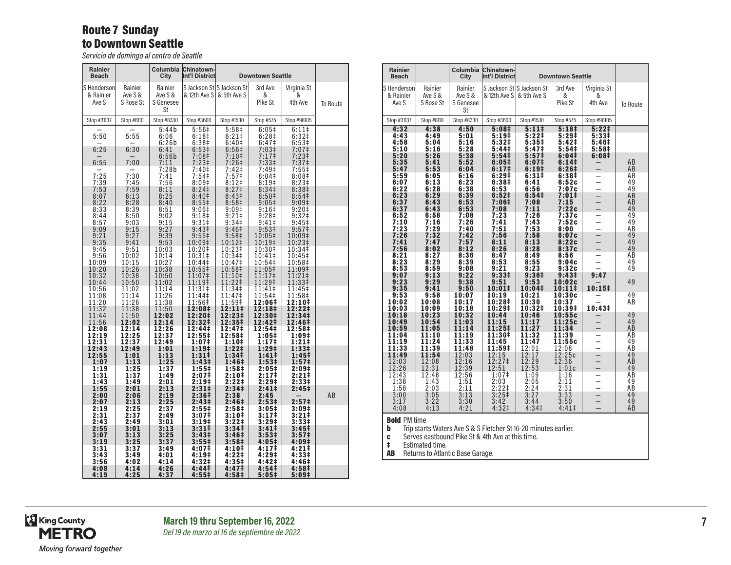# Route 7 Sunday
## to Downtown Seattle

*Servicio de domingo al centro de Seattle*

| Rainier Beach | | Columbia City | Chinatown-Int'l District | Downtown Seattle | | | |
|---|---|---|---|---|---|---|---|
| S Henderson & Rainier Ave S | Rainier Ave S & S Rose St | Rainier Ave S & S Genesee St | S Jackson St & 12th Ave S | S Jackson St & 5th Ave S | 3rd Ave & Pike St | Virginia St & 4th Ave | To Route |
| Stop #31137 | Stop #8110 | Stop #8330 | Stop #3600 | Stop #1530 | Stop #575 | Stop #98105 | |
| — | — | 5:44b | 5:56‡ | 5:58‡ | 6:05‡ | 6:11‡ | |
| 5:50 | 5:55 | 6:06 | 6:18‡ | 6:21‡ | 6:28‡ | 6:32‡ | |
| — | — | 6:26b | 6:38‡ | 6:40‡ | 6:47‡ | 6:53‡ | |
| 6:25 | 6:30 | 6:41 | 6:53‡ | 6:56‡ | 7:03‡ | 7:07‡ | |
| — | — | 6:56b | 7:08‡ | 7:10‡ | 7:17‡ | 7:23‡ | |
| 6:55 | 7:00 | 7:11 | 7:23‡ | 7:26‡ | 7:33‡ | 7:37‡ | |
| — | — | 7:28b | 7:40‡ | 7:42‡ | 7:49‡ | 7:55‡ | |
| 7:25 | 7:30 | 7:41 | 7:54‡ | 7:57‡ | 8:04‡ | 8:08‡ | |
| 7:39 | 7:45 | 7:56 | 8:09‡ | 8:12‡ | 8:19‡ | 8:23‡ | |
| 7:53 | 7:59 | 8:11 | 8:24‡ | 8:27‡ | 8:34‡ | 8:38‡ | |
| 8:07 | 8:13 | 8:25 | 8:40‡ | 8:43‡ | 8:50‡ | 8:54‡ | |
| 8:22 | 8:28 | 8:40 | 8:55‡ | 8:58‡ | 9:05‡ | 9:09‡ | |
| 8:33 | 8:39 | 8:51 | 9:06‡ | 9:09‡ | 9:16‡ | 9:20‡ | |
| 8:44 | 8:50 | 9:02 | 9:18‡ | 9:21‡ | 9:28‡ | 9:32‡ | |
| 8:57 | 9:03 | 9:15 | 9:31‡ | 9:34‡ | 9:41‡ | 9:45‡ | |
| 9:09 | 9:15 | 9:27 | 9:43‡ | 9:46‡ | 9:53‡ | 9:57‡ | |
| 9:21 | 9:27 | 9:39 | 9:55‡ | 9:58‡ | 10:05‡ | 10:09‡ | |
| 9:35 | 9:41 | 9:53 | 10:09‡ | 10:12‡ | 10:19‡ | 10:23‡ | |
| 9:45 | 9:51 | 10:03 | 10:20‡ | 10:23‡ | 10:30‡ | 10:34‡ | |
| 9:56 | 10:02 | 10:14 | 10:31‡ | 10:34‡ | 10:41‡ | 10:45‡ | |
| 10:09 | 10:15 | 10:27 | 10:44‡ | 10:47‡ | 10:54‡ | 10:58‡ | |
| 10:20 | 10:26 | 10:38 | 10:55‡ | 10:58‡ | 11:05‡ | 11:09‡ | |
| 10:32 | 10:38 | 10:50 | 11:07‡ | 11:10‡ | 11:17‡ | 11:21‡ | |
| 10:44 | 10:50 | 11:02 | 11:19‡ | 11:22‡ | 11:29‡ | 11:33‡ | |
| 10:56 | 11:02 | 11:14 | 11:31‡ | 11:34‡ | 11:41‡ | 11:45‡ | |
| 11:08 | 11:14 | 11:26 | 11:44‡ | 11:47‡ | 11:54‡ | 11:58‡ | |
| 11:20 | 11:26 | 11:38 | 11:56‡ | 11:59‡ | **12:06‡** | **12:10‡** | |
| 11:32 | 11:38 | 11:50 | **12:08‡** | **12:11‡** | **12:18‡** | **12:22‡** | |
| 11:44 | 11:50 | **12:02** | **12:20‡** | **12:23‡** | **12:30‡** | **12:34‡** | |
| 11:56 | **12:02** | **12:14** | **12:32‡** | **12:35‡** | **12:42‡** | **12:46‡** | |
| **12:08** | **12:14** | **12:26** | **12:44‡** | **12:47‡** | **12:54‡** | **12:58‡** | |
| **12:19** | **12:25** | **12:37** | **12:55‡** | **12:58‡** | **1:05‡** | **1:09‡** | |
| **12:31** | **12:37** | **12:49** | **1:07‡** | **1:10‡** | **1:17‡** | **1:21‡** | |
| **12:43** | **12:49** | **1:01** | **1:19‡** | **1:22‡** | **1:29‡** | **1:33‡** | |
| **12:55** | **1:01** | **1:13** | **1:31‡** | **1:34‡** | **1:41‡** | **1:45‡** | |
| **1:07** | **1:13** | **1:25** | **1:43‡** | **1:46‡** | **1:53‡** | **1:57‡** | |
| **1:19** | **1:25** | **1:37** | **1:55‡** | **1:58‡** | **2:05‡** | **2:09‡** | |
| **1:31** | **1:37** | **1:49** | **2:07‡** | **2:10‡** | **2:17‡** | **2:21‡** | |
| **1:43** | **1:49** | **2:01** | **2:19‡** | **2:22‡** | **2:29‡** | **2:33‡** | |
| **1:55** | **2:01** | **2:13** | **2:31‡** | **2:34‡** | **2:41‡** | **2:45‡** | |
| **2:00** | **2:06** | **2:19** | **2:36‡** | **2:38** | **2:45** | — | AB |
| **2:07** | **2:13** | **2:25** | **2:43‡** | **2:46‡** | **2:53‡** | **2:57‡** | |
| **2:19** | **2:25** | **2:37** | **2:55‡** | **2:58‡** | **3:05‡** | **3:09‡** | |
| **2:31** | **2:37** | **2:49** | **3:07‡** | **3:10‡** | **3:17‡** | **3:21‡** | |
| **2:43** | **2:49** | **3:01** | **3:19‡** | **3:22‡** | **3:29‡** | **3:33‡** | |
| **2:55** | **3:01** | **3:13** | **3:31‡** | **3:34‡** | **3:41‡** | **3:45‡** | |
| **3:07** | **3:13** | **3:25** | **3:43‡** | **3:46‡** | **3:53‡** | **3:57‡** | |
| **3:19** | **3:25** | **3:37** | **3:55‡** | **3:58‡** | **4:05‡** | **4:09‡** | |
| **3:31** | **3:37** | **3:49** | **4:07‡** | **4:10‡** | **4:17‡** | **4:21‡** | |
| **3:43** | **3:49** | **4:01** | **4:19‡** | **4:22‡** | **4:29‡** | **4:33‡** | |
| **3:56** | **4:02** | **4:14** | **4:32‡** | **4:35‡** | **4:42‡** | **4:46‡** | |
| **4:08** | **4:14** | **4:26** | **4:44‡** | **4:47‡** | **4:54‡** | **4:58‡** | |
| **4:19** | **4:25** | **4:37** | **4:55‡** | **4:58‡** | **5:05‡** | **5:09‡** | |
| **4:32** | **4:38** | **4:50** | **5:08‡** | **5:11‡** | **5:18‡** | **5:22‡** | |
| **4:43** | **4:49** | **5:01** | **5:19‡** | **5:22‡** | **5:29‡** | **5:33‡** | |
| **4:58** | **5:04** | **5:16** | **5:32‡** | **5:35‡** | **5:42‡** | **5:46‡** | |
| **5:10** | **5:16** | **5:28** | **5:44‡** | **5:47‡** | **5:54‡** | **5:58‡** | |
| **5:20** | **5:26** | **5:38** | **5:54‡** | **5:57‡** | **6:04‡** | **6:08‡** | |
| **5:35** | **5:41** | **5:52** | **6:05‡** | **6:07‡** | **6:14‡** | — | AB |
| **5:47** | **5:53** | **6:04** | **6:17‡** | **6:19‡** | **6:26‡** | — | AB |
| **5:59** | **6:05** | **6:16** | **6:29‡** | **6:31‡** | **6:38‡** | — | AB |
| **6:07** | **6:13** | **6:23** | **6:38‡** | **6:41** | **6:52c** | — | 49 |
| **6:22** | **6:28** | **6:38** | **6:53** | **6:56** | **7:07c** | — | 49 |
| **6:23** | **6:29** | **6:39** | **6:52‡** | **6:54‡** | **7:01‡** | — | AB |
| **6:37** | **6:43** | **6:53** | **7:06‡** | **7:08** | **7:15** | — | AB |
| **6:37** | **6:43** | **6:53** | **7:08** | **7:11** | **7:22c** | — | 49 |
| **6:52** | **6:58** | **7:08** | **7:23** | **7:26** | **7:37c** | — | 49 |
| **7:10** | **7:16** | **7:26** | **7:41** | **7:43** | **7:52c** | — | 49 |
| **7:23** | **7:29** | **7:40** | **7:51** | **7:53** | **8:00** | — | AB |
| **7:26** | **7:32** | **7:42** | **7:56** | **7:58** | **8:07c** | — | 49 |
| **7:41** | **7:47** | **7:57** | **8:11** | **8:13** | **8:22c** | — | 49 |
| **7:56** | **8:02** | **8:12** | **8:26** | **8:28** | **8:37c** | — | 49 |
| **8:21** | **8:27** | **8:36** | **8:47** | **8:49** | **8:56** | — | AB |
| **8:23** | **8:29** | **8:39** | **8:53** | **8:55** | **9:04c** | — | 49 |
| **8:53** | **8:59** | **9:08** | **9:21** | **9:23** | **9:32c** | — | 49 |
| **9:07** | **9:13** | **9:22** | **9:33‡** | **9:36‡** | **9:43‡** | **9:47** | |
| **9:23** | **9:29** | **9:38** | **9:51** | **9:53** | **10:02c** | — | 49 |
| **9:35** | **9:41** | **9:50** | **10:01‡** | **10:04‡** | **10:11‡** | **10:15‡** | |
| **9:53** | **9:58** | **10:07** | **10:19** | **10:21** | **10:30c** | — | 49 |
| **10:02** | **10:08** | **10:17** | **10:28‡** | **10:30** | **10:37** | — | AB |
| **10:03** | **10:09** | **10:18** | **10:29‡** | **10:32‡** | **10:39‡** | **10:43‡** | |
| **10:18** | **10:23** | **10:32** | **10:44** | **10:46** | **10:55c** | — | 49 |
| **10:49** | **10:54** | **11:03** | **11:15** | **11:17** | **11:25c** | — | 49 |
| **10:59** | **11:05** | **11:14** | **11:25‡** | **11:27** | **11:34** | — | AB |
| **11:04** | **11:10** | **11:19** | **11:30‡** | **11:32** | **11:39** | — | AB |
| **11:19** | **11:24** | **11:33** | **11:45** | **11:47** | **11:55c** | — | 49 |
| **11:33** | **11:39** | **11:48** | **11:59‡** | 12:01 | 12:08 | — | AB |
| **11:49** | **11:54** | 12:03 | 12:15 | 12:17 | 12:25c | — | 49 |
| 12:03 | 12:08 | 12:16 | 12:27‡ | 12:29 | 12:36 | — | AB |
| 12:26 | 12:31 | 12:39 | 12:51 | 12:53 | 1:01c | — | 49 |
| 12:43 | 12:48 | 12:56 | 1:07‡ | 1:09 | 1:16 | — | AB |
| 1:38 | 1:43 | 1:51 | 2:03 | 2:05 | 2:11 | — | 49 |
| 1:58 | 2:03 | 2:11 | 2:22‡ | 2:24 | 2:31 | — | AB |
| 3:00 | 3:05 | 3:13 | 3:25‡ | 3:27 | 3:33 | — | 49 |
| 3:17 | 3:22 | 3:30 | 3:42 | 3:44 | 3:50 | — | 49 |
| 4:08 | 4:13 | 4:21 | 4:32‡ | 4:34‡ | 4:41‡ | — | AB |

**Bold** PM time

**b** Trip starts Waters Ave S & S Fletcher St 16-20 minutes earlier.

**c** Serves eastbound Pike St & 4th Ave at this time.

**‡** Estimated time.

**AB** Returns to Atlantic Base Garage.

King County METRO
*Moving forward together*

**March 19 thru September 16, 2022**
*Del 19 de marzo al 16 de septiembre de 2022*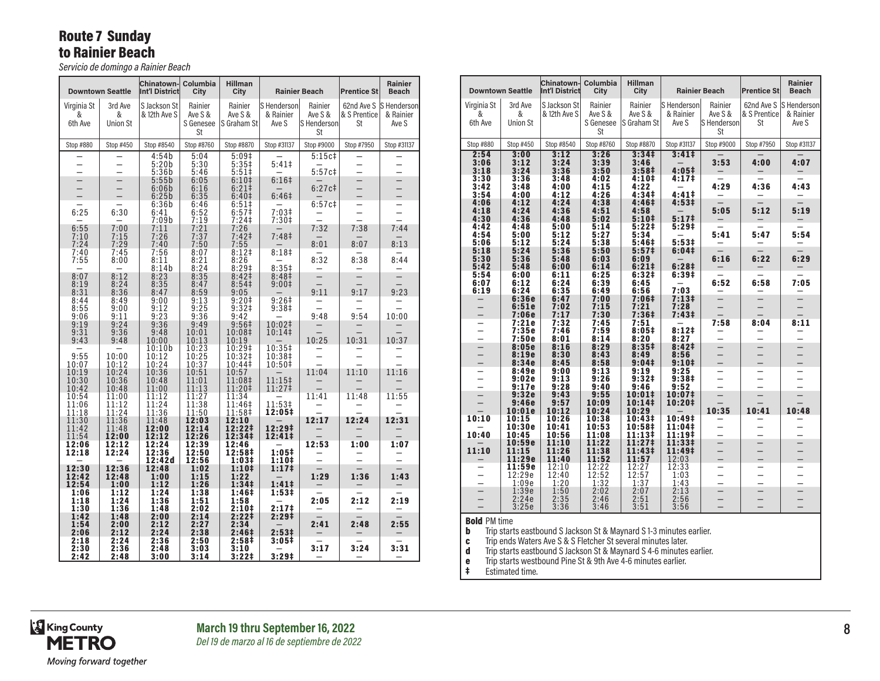# Route 7 Sunday
# to Rainier Beach

*Servicio de domingo a Rainier Beach*

| Downtown Seattle | | Chinatown-Int'l District | Columbia City | Hillman City | Rainier Beach | | Prentice St | Rainier Beach |
|---|---|---|---|---|---|---|---|---|
| Virginia St & 6th Ave | 3rd Ave & Union St | S Jackson St & 12th Ave S | Rainier Ave S & S Genesee St | Rainier Ave S & S Graham St | S Henderson & Rainier Ave S | Rainier Ave S & S Henderson St | 62nd Ave S & S Prentice St | S Henderson & Rainier Ave S |
| Stop #880 | Stop #450 | Stop #8540 | Stop #8760 | Stop #8870 | Stop #31137 | Stop #9000 | Stop #7950 | Stop #31137 |
| – | – | 4:54b | 5:04 | 5:09‡ | – | 5:15c‡ | – | – |
| – | – | 5:20b | 5:30 | 5:35‡ | 5:41‡ | – | – | – |
| – | – | 5:36b | 5:46 | 5:51‡ | – | 5:57c‡ | – | – |
| – | – | 5:55b | 6:05 | 6:10‡ | 6:16‡ | – | – | – |
| – | – | 6:06b | 6:16 | 6:21‡ | – | 6:27c‡ | – | – |
| – | – | 6:25b | 6:35 | 6:40‡ | 6:46‡ | – | – | – |
| – | – | 6:36b | 6:46 | 6:51‡ | – | 6:57c‡ | – | – |
| 6:25 | 6:30 | 6:41 | 6:52 | 6:57‡ | 7:03‡ | – | – | – |
| – | – | 7:09b | 7:19 | 7:24‡ | 7:30‡ | – | – | – |
| 6:55 | 7:00 | 7:11 | 7:21 | 7:26 | – | 7:32 | 7:38 | 7:44 |
| 7:10 | 7:15 | 7:26 | 7:37 | 7:42‡ | 7:48‡ | – | – | – |
| 7:24 | 7:29 | 7:40 | 7:50 | 7:55 | – | 8:01 | 8:07 | 8:13 |
| 7:40 | 7:45 | 7:56 | 8:07 | 8:12‡ | 8:18‡ | – | – | – |
| 7:55 | 8:00 | 8:11 | 8:21 | 8:26 | – | 8:32 | 8:38 | 8:44 |
| – | – | 8:14b | 8:24 | 8:29‡ | 8:35‡ | – | – | – |
| 8:07 | 8:12 | 8:23 | 8:35 | 8:42‡ | 8:48‡ | – | – | – |
| 8:19 | 8:24 | 8:35 | 8:47 | 8:54‡ | 9:00‡ | – | – | – |
| 8:31 | 8:36 | 8:47 | 8:59 | 9:05 | – | 9:11 | 9:17 | 9:23 |
| 8:44 | 8:49 | 9:00 | 9:13 | 9:20‡ | 9:26‡ | – | – | – |
| 8:55 | 9:00 | 9:12 | 9:25 | 9:32‡ | 9:38‡ | – | – | – |
| 9:06 | 9:11 | 9:23 | 9:36 | 9:42 | – | 9:48 | 9:54 | 10:00 |
| 9:19 | 9:24 | 9:36 | 9:49 | 9:56‡ | 10:02‡ | – | – | – |
| 9:31 | 9:36 | 9:48 | 10:01 | 10:08‡ | 10:14‡ | – | – | – |
| 9:43 | 9:48 | 10:00 | 10:13 | 10:19 | – | 10:25 | 10:31 | 10:37 |
| – | – | 10:10b | 10:23 | 10:29‡ | 10:35‡ | – | – | – |
| 9:55 | 10:00 | 10:12 | 10:25 | 10:32‡ | 10:38‡ | – | – | – |
| 10:07 | 10:12 | 10:24 | 10:37 | 10:44‡ | 10:50‡ | – | – | – |
| 10:19 | 10:24 | 10:36 | 10:51 | 10:57 | – | 11:04 | 11:10 | 11:16 |
| 10:30 | 10:36 | 10:48 | 11:01 | 11:08‡ | 11:15‡ | – | – | – |
| 10:42 | 10:48 | 11:00 | 11:13 | 11:20‡ | 11:27‡ | – | – | – |
| 10:54 | 11:00 | 11:12 | 11:27 | 11:34 | – | 11:41 | 11:48 | 11:55 |
| 11:06 | 11:12 | 11:24 | 11:38 | 11:46‡ | 11:53‡ | – | – | – |
| 11:18 | 11:24 | 11:36 | 11:50 | 11:58‡ | **12:05‡** | – | – | – |
| 11:30 | 11:36 | 11:48 | **12:03** | **12:10** | – | **12:17** | **12:24** | **12:31** |
| 11:42 | 11:48 | **12:00** | **12:14** | **12:22‡** | **12:29‡** | – | – | – |
| 11:54 | **12:00** | **12:12** | **12:26** | **12:34‡** | **12:41‡** | – | – | – |
| **12:06** | **12:12** | **12:24** | **12:39** | **12:46** | – | **12:53** | **1:00** | **1:07** |
| **12:18** | **12:24** | **12:36** | **12:50** | **12:58‡** | **1:05‡** | – | – | – |
| – | – | **12:42d** | **12:56** | **1:03‡** | **1:10‡** | – | – | – |
| **12:30** | **12:36** | **12:48** | **1:02** | **1:10‡** | **1:17‡** | – | – | – |
| **12:42** | **12:48** | **1:00** | **1:15** | **1:22** | – | **1:29** | **1:36** | **1:43** |
| **12:54** | **1:00** | **1:12** | **1:26** | **1:34‡** | **1:41‡** | – | – | – |
| **1:06** | **1:12** | **1:24** | **1:38** | **1:46‡** | **1:53‡** | – | – | – |
| **1:18** | **1:24** | **1:36** | **1:51** | **1:58** | – | **2:05** | **2:12** | **2:19** |
| **1:30** | **1:36** | **1:48** | **2:02** | **2:10‡** | **2:17‡** | – | – | – |
| **1:42** | **1:48** | **2:00** | **2:14** | **2:22‡** | **2:29‡** | – | – | – |
| **1:54** | **2:00** | **2:12** | **2:27** | **2:34** | – | **2:41** | **2:48** | **2:55** |
| **2:06** | **2:12** | **2:24** | **2:38** | **2:46‡** | **2:53‡** | – | – | – |
| **2:18** | **2:24** | **2:36** | **2:50** | **2:58‡** | **3:05‡** | – | – | – |
| **2:30** | **2:36** | **2:48** | **3:03** | **3:10** | – | **3:17** | **3:24** | **3:31** |
| **2:42** | **2:48** | **3:00** | **3:14** | **3:22‡** | **3:29‡** | – | – | – |
| **2:54** | **3:00** | **3:12** | **3:26** | **3:34‡** | **3:41‡** | – | – | – |
| **3:06** | **3:12** | **3:24** | **3:39** | **3:46** | – | **3:53** | **4:00** | **4:07** |
| **3:18** | **3:24** | **3:36** | **3:50** | **3:58‡** | **4:05‡** | – | – | – |
| **3:30** | **3:36** | **3:48** | **4:02** | **4:10‡** | **4:17‡** | – | – | – |
| **3:42** | **3:48** | **4:00** | **4:15** | **4:22** | – | **4:29** | **4:36** | **4:43** |
| **3:54** | **4:00** | **4:12** | **4:26** | **4:34‡** | **4:41‡** | – | – | – |
| **4:06** | **4:12** | **4:24** | **4:38** | **4:46‡** | **4:53‡** | – | – | – |
| **4:18** | **4:24** | **4:36** | **4:51** | **4:58** | – | **5:05** | **5:12** | **5:19** |
| **4:30** | **4:36** | **4:48** | **5:02** | **5:10‡** | **5:17‡** | – | – | – |
| **4:42** | **4:48** | **5:00** | **5:14** | **5:22‡** | **5:29‡** | – | – | – |
| **4:54** | **5:00** | **5:12** | **5:27** | **5:34** | – | **5:41** | **5:47** | **5:54** |
| **5:06** | **5:12** | **5:24** | **5:38** | **5:46‡** | **5:53‡** | – | – | – |
| **5:18** | **5:24** | **5:36** | **5:50** | **5:57‡** | **6:04‡** | – | – | – |
| **5:30** | **5:36** | **5:48** | **6:03** | **6:09** | – | **6:16** | **6:22** | **6:29** |
| **5:42** | **5:48** | **6:00** | **6:14** | **6:21‡** | **6:28‡** | – | – | – |
| **5:54** | **6:00** | **6:11** | **6:25** | **6:32‡** | **6:39‡** | – | – | – |
| **6:07** | **6:12** | **6:24** | **6:39** | **6:45** | – | **6:52** | **6:58** | **7:05** |
| **6:19** | **6:24** | **6:35** | **6:49** | **6:56** | **7:03** | – | – | – |
| – | **6:36e** | **6:47** | **7:00** | **7:06‡** | **7:13‡** | – | – | – |
| – | **6:51e** | **7:02** | **7:15** | **7:21** | **7:28** | – | – | – |
| – | **7:06e** | **7:17** | **7:30** | **7:36‡** | **7:43‡** | – | – | – |
| – | **7:21e** | **7:32** | **7:45** | **7:51** | – | **7:58** | **8:04** | **8:11** |
| – | **7:35e** | **7:46** | **7:59** | **8:05‡** | **8:12‡** | – | – | – |
| – | **7:50e** | **8:01** | **8:14** | **8:20** | **8:27** | – | – | – |
| – | **8:05e** | **8:16** | **8:29** | **8:35‡** | **8:42‡** | – | – | – |
| – | **8:19e** | **8:30** | **8:43** | **8:49** | **8:56** | – | – | – |
| – | **8:34e** | **8:45** | **8:58** | **9:04‡** | **9:10‡** | – | – | – |
| – | **8:49e** | **9:00** | **9:13** | **9:19** | **9:25** | – | – | – |
| – | **9:02e** | **9:13** | **9:26** | **9:32‡** | **9:38‡** | – | – | – |
| – | **9:17e** | **9:28** | **9:40** | **9:46** | **9:52** | – | – | – |
| – | **9:32e** | **9:43** | **9:55** | **10:01‡** | **10:07‡** | – | – | – |
| – | **9:46e** | **9:57** | **10:09** | **10:14‡** | **10:20‡** | – | – | – |
| – | **10:01e** | **10:12** | **10:24** | **10:29** | – | **10:35** | **10:41** | **10:48** |
| **10:10** | **10:15** | **10:26** | **10:38** | **10:43‡** | **10:49‡** | – | – | – |
| – | **10:30e** | **10:41** | **10:53** | **10:58‡** | **11:04‡** | – | – | – |
| **10:40** | **10:45** | **10:56** | **11:08** | **11:13‡** | **11:19‡** | – | – | – |
| – | **10:59e** | **11:10** | **11:22** | **11:27‡** | **11:33‡** | – | – | – |
| **11:10** | **11:15** | **11:26** | **11:38** | **11:43‡** | **11:49‡** | – | – | – |
| – | **11:29e** | **11:40** | **11:52** | **11:57** | 12:03 | – | – | – |
| – | **11:59e** | 12:10 | 12:22 | 12:27 | 12:33 | – | – | – |
| – | 12:29e | 12:40 | 12:52 | 12:57 | 1:03 | – | – | – |
| – | 1:09e | 1:20 | 1:32 | 1:37 | 1:43 | – | – | – |
| – | 1:39e | 1:50 | 2:02 | 2:07 | 2:13 | – | – | – |
| – | 2:24e | 2:35 | 2:46 | 2:51 | 2:56 | – | – | – |
| – | 3:25e | 3:36 | 3:46 | 3:51 | 3:56 | – | – | – |

**Bold** PM time
**b** Trip starts eastbound S Jackson St & Maynard S 1-3 minutes earlier.
**c** Trip ends Waters Ave S & S Fletcher St several minutes later.
**d** Trip starts eastbound S Jackson St & Maynard S 4-6 minutes earlier.
**e** Trip starts westbound Pine St & 9th Ave 4-6 minutes earlier.
**‡** Estimated time.

King County METRO
*Moving forward together*

**March 19 thru September 16, 2022**
*Del 19 de marzo al 16 de septiembre de 2022*